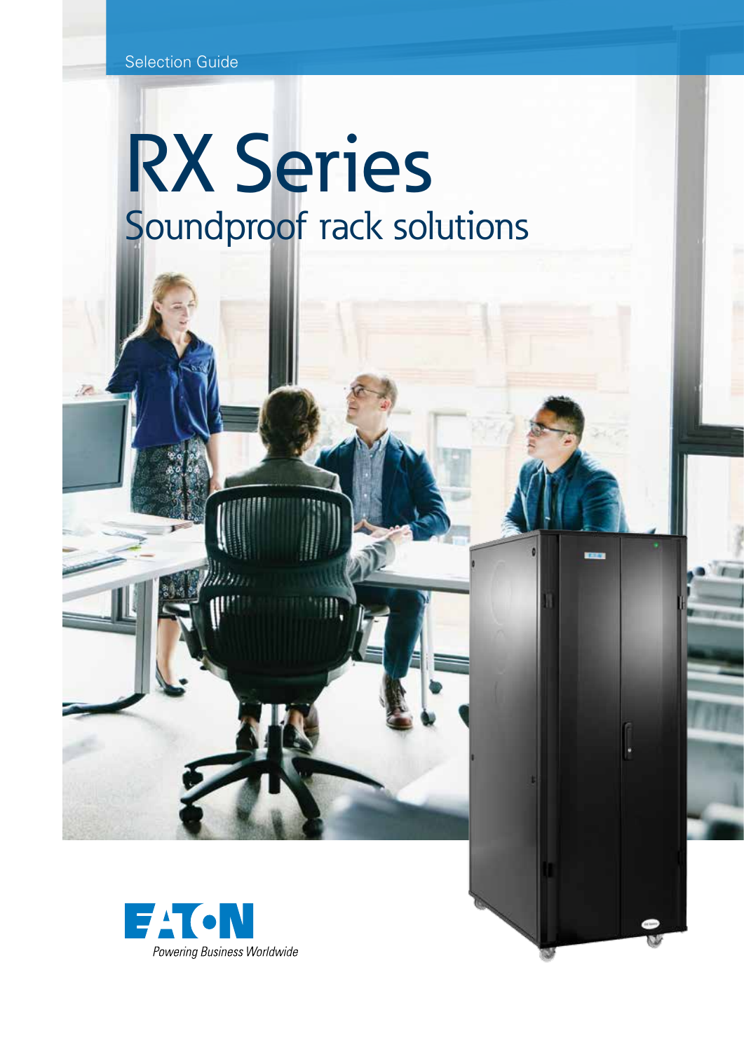Selection Guide

# RX Series

## Soundproof rack solutions

EATON

*Powering Business Worldwide*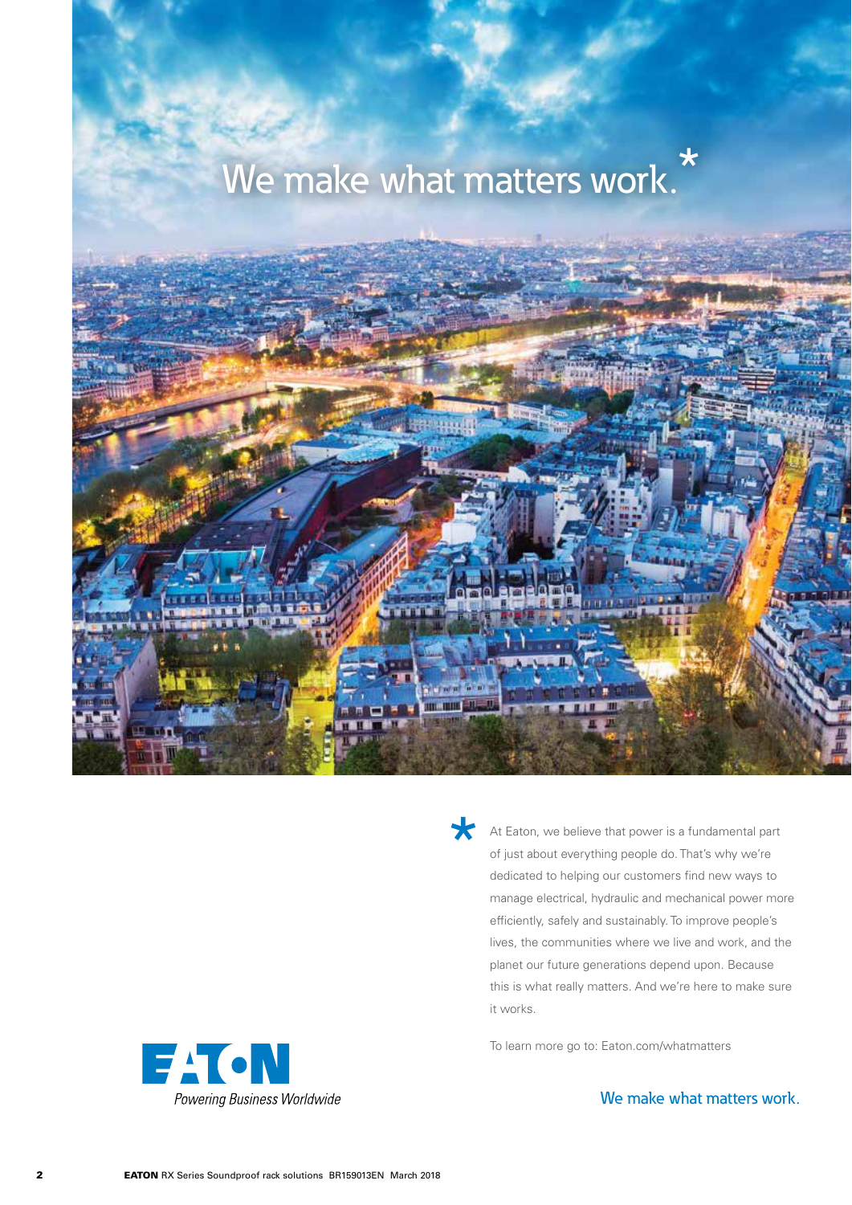# We make what matters work.*

*At Eaton, we believe that power is a fundamental part of just about everything people do. That's why we're dedicated to helping our customers find new ways to manage electrical, hydraulic and mechanical power more efficiently, safely and sustainably. To improve people's lives, the communities where we live and work, and the planet our future generations depend upon. Because this is what really matters. And we're here to make sure it works.

To learn more go to: Eaton.com/whatmatters

EATON
Powering Business Worldwide

We make what matters work.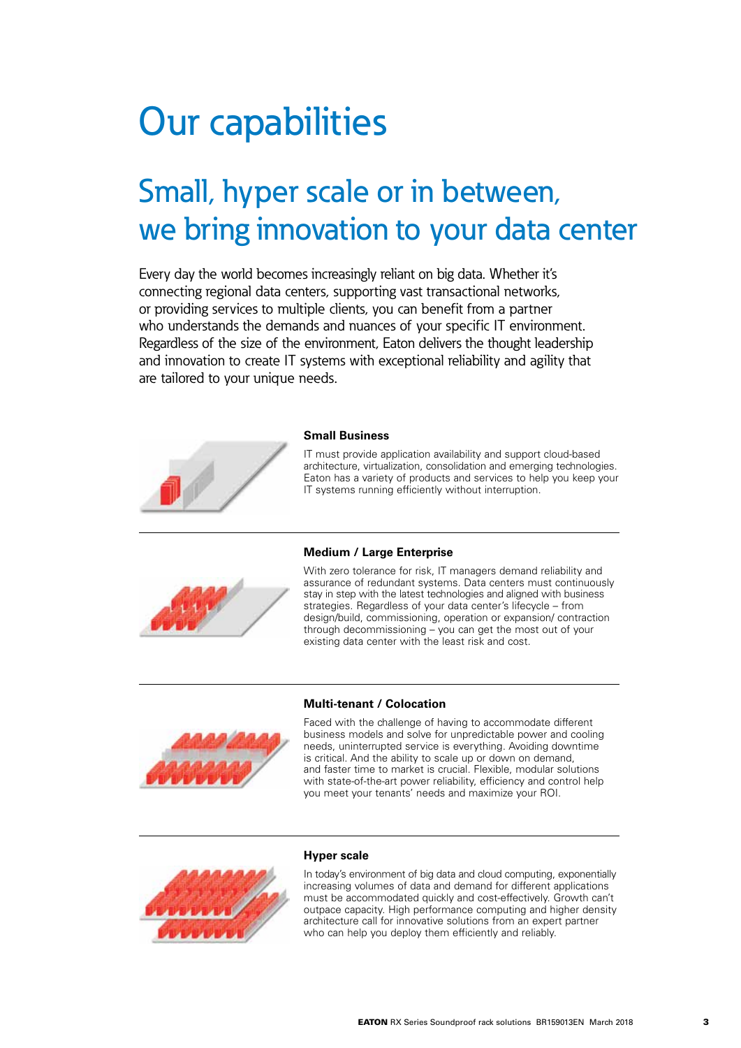# Our capabilities

## Small, hyper scale or in between, we bring innovation to your data center

Every day the world becomes increasingly reliant on big data. Whether it's connecting regional data centers, supporting vast transactional networks, or providing services to multiple clients, you can benefit from a partner who understands the demands and nuances of your specific IT environment. Regardless of the size of the environment, Eaton delivers the thought leadership and innovation to create IT systems with exceptional reliability and agility that are tailored to your unique needs.

**Small Business**

IT must provide application availability and support cloud-based architecture, virtualization, consolidation and emerging technologies. Eaton has a variety of products and services to help you keep your IT systems running efficiently without interruption.

---

**Medium / Large Enterprise**

With zero tolerance for risk, IT managers demand reliability and assurance of redundant systems. Data centers must continuously stay in step with the latest technologies and aligned with business strategies. Regardless of your data center's lifecycle – from design/build, commissioning, operation or expansion/ contraction through decommissioning – you can get the most out of your existing data center with the least risk and cost.

---

**Multi-tenant / Colocation**

Faced with the challenge of having to accommodate different business models and solve for unpredictable power and cooling needs, uninterrupted service is everything. Avoiding downtime is critical. And the ability to scale up or down on demand, and faster time to market is crucial. Flexible, modular solutions with state-of-the-art power reliability, efficiency and control help you meet your tenants' needs and maximize your ROI.

---

**Hyper scale**

In today's environment of big data and cloud computing, exponentially increasing volumes of data and demand for different applications must be accommodated quickly and cost-effectively. Growth can't outpace capacity. High performance computing and higher density architecture call for innovative solutions from an expert partner who can help you deploy them efficiently and reliably.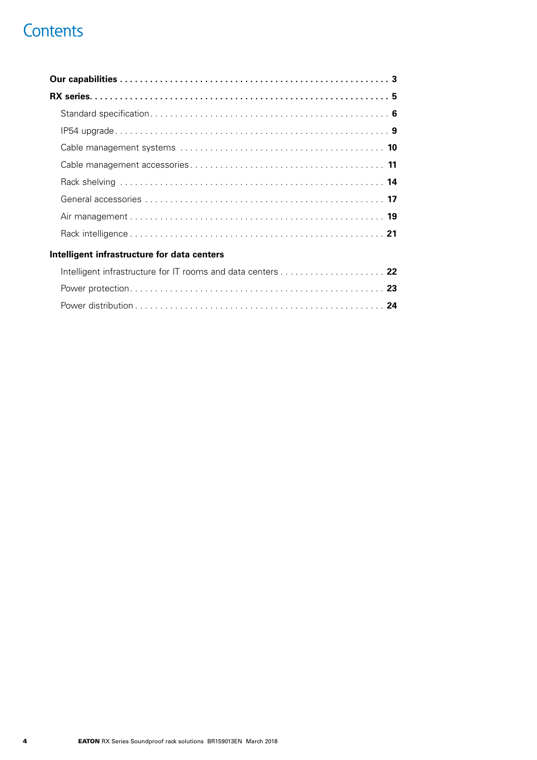# Contents

**Our capabilities** . . . . . . . . . . . . . . . . . . . . . . . . . . . . . . . . . . . . . . . . . . . . . . . . . . . . **3**

**RX series** . . . . . . . . . . . . . . . . . . . . . . . . . . . . . . . . . . . . . . . . . . . . . . . . . . . . . . . . **5**

- Standard specification . . . . . . . . . . . . . . . . . . . . . . . . . . . . . . . . . . . . . . . . . . . . . . **6**
- IP54 upgrade . . . . . . . . . . . . . . . . . . . . . . . . . . . . . . . . . . . . . . . . . . . . . . . . . . . . . **9**
- Cable management systems . . . . . . . . . . . . . . . . . . . . . . . . . . . . . . . . . . . . . . . . . **10**
- Cable management accessories . . . . . . . . . . . . . . . . . . . . . . . . . . . . . . . . . . . . . . **11**
- Rack shelving . . . . . . . . . . . . . . . . . . . . . . . . . . . . . . . . . . . . . . . . . . . . . . . . . . . **14**
- General accessories . . . . . . . . . . . . . . . . . . . . . . . . . . . . . . . . . . . . . . . . . . . . . . **17**
- Air management . . . . . . . . . . . . . . . . . . . . . . . . . . . . . . . . . . . . . . . . . . . . . . . . . **19**
- Rack intelligence . . . . . . . . . . . . . . . . . . . . . . . . . . . . . . . . . . . . . . . . . . . . . . . . . **21**

**Intelligent infrastructure for data centers**

- Intelligent infrastructure for IT rooms and data centers . . . . . . . . . . . . . . . . . . . . . **22**
- Power protection . . . . . . . . . . . . . . . . . . . . . . . . . . . . . . . . . . . . . . . . . . . . . . . . . **23**
- Power distribution . . . . . . . . . . . . . . . . . . . . . . . . . . . . . . . . . . . . . . . . . . . . . . . . **24**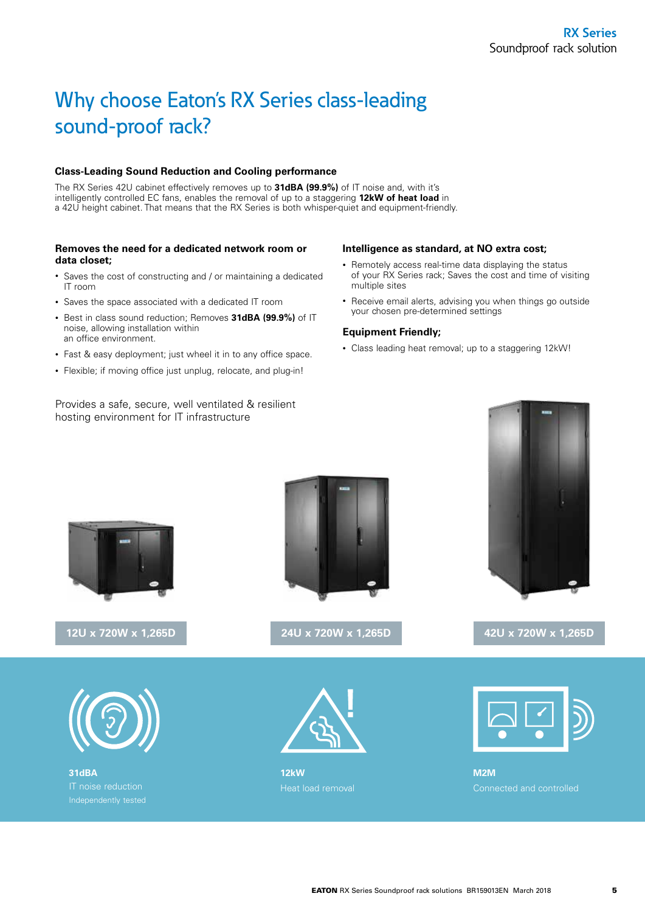# Why choose Eaton's RX Series class-leading sound-proof rack?

### Class-Leading Sound Reduction and Cooling performance

The RX Series 42U cabinet effectively removes up to **31dBA (99.9%)** of IT noise and, with it's intelligently controlled EC fans, enables the removal of up to a staggering **12kW of heat load** in a 42U height cabinet. That means that the RX Series is both whisper-quiet and equipment-friendly.

### Removes the need for a dedicated network room or data closet;

- Saves the cost of constructing and / or maintaining a dedicated IT room
- Saves the space associated with a dedicated IT room
- Best in class sound reduction; Removes **31dBA (99.9%)** of IT noise, allowing installation within an office environment.
- Fast & easy deployment; just wheel it in to any office space.
- Flexible; if moving office just unplug, relocate, and plug-in!

### Intelligence as standard, at NO extra cost;

- Remotely access real-time data displaying the status of your RX Series rack; Saves the cost and time of visiting multiple sites
- Receive email alerts, advising you when things go outside your chosen pre-determined settings

### Equipment Friendly;

- Class leading heat removal; up to a staggering 12kW!

Provides a safe, secure, well ventilated & resilient hosting environment for IT infrastructure

**12U x 720W x 1,265D**

**24U x 720W x 1,265D**

**42U x 720W x 1,265D**

**31dBA**
IT noise reduction
Independently tested

**12kW**
Heat load removal

**M2M**
Connected and controlled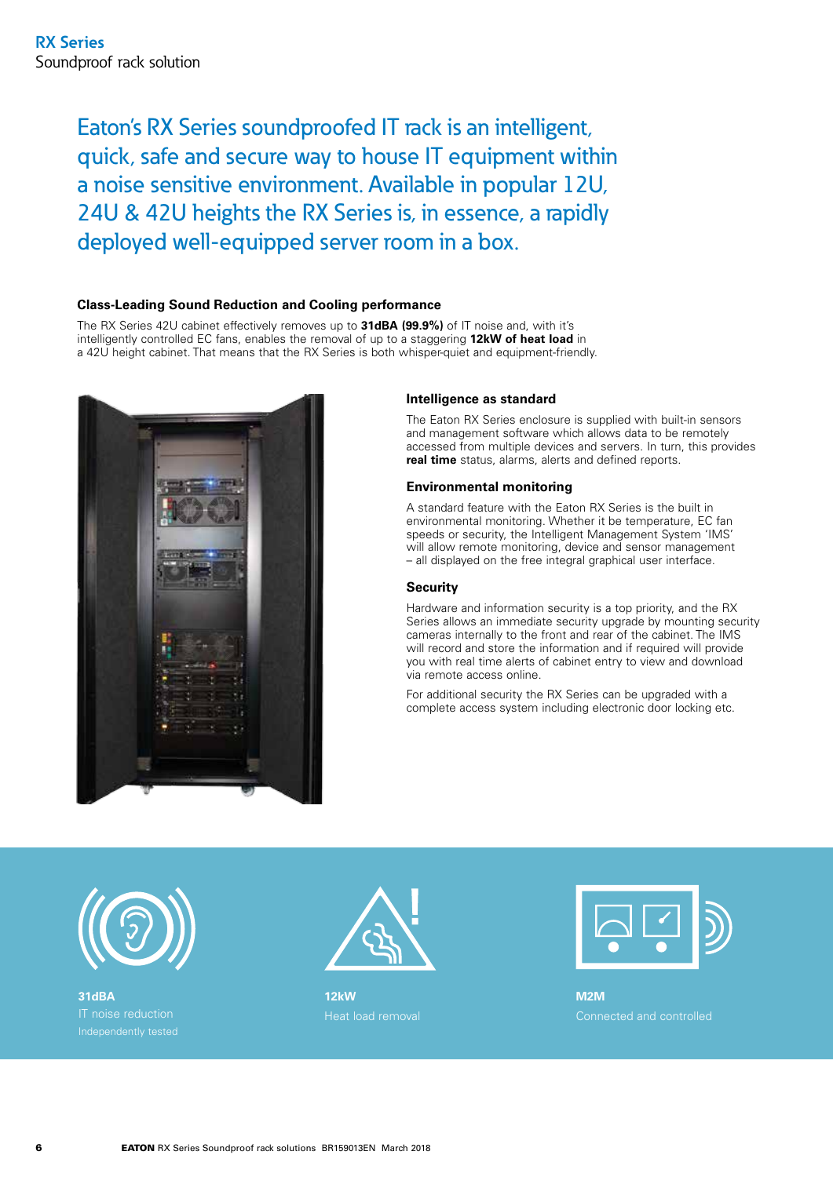# RX Series
Soundproof rack solution

## Eaton's RX Series soundproofed IT rack is an intelligent, quick, safe and secure way to house IT equipment within a noise sensitive environment. Available in popular 12U, 24U & 42U heights the RX Series is, in essence, a rapidly deployed well-equipped server room in a box.

### Class-Leading Sound Reduction and Cooling performance

The RX Series 42U cabinet effectively removes up to **31dBA (99.9%)** of IT noise and, with it's intelligently controlled EC fans, enables the removal of up to a staggering **12kW of heat load** in a 42U height cabinet. That means that the RX Series is both whisper-quiet and equipment-friendly.

### Intelligence as standard

The Eaton RX Series enclosure is supplied with built-in sensors and management software which allows data to be remotely accessed from multiple devices and servers. In turn, this provides **real time** status, alarms, alerts and defined reports.

### Environmental monitoring

A standard feature with the Eaton RX Series is the built in environmental monitoring. Whether it be temperature, EC fan speeds or security, the Intelligent Management System 'IMS' will allow remote monitoring, device and sensor management – all displayed on the free integral graphical user interface.

### Security

Hardware and information security is a top priority, and the RX Series allows an immediate security upgrade by mounting security cameras internally to the front and rear of the cabinet. The IMS will record and store the information and if required will provide you with real time alerts of cabinet entry to view and download via remote access online.

For additional security the RX Series can be upgraded with a complete access system including electronic door locking etc.

**31dBA**
IT noise reduction
Independently tested

**12kW**
Heat load removal

**M2M**
Connected and controlled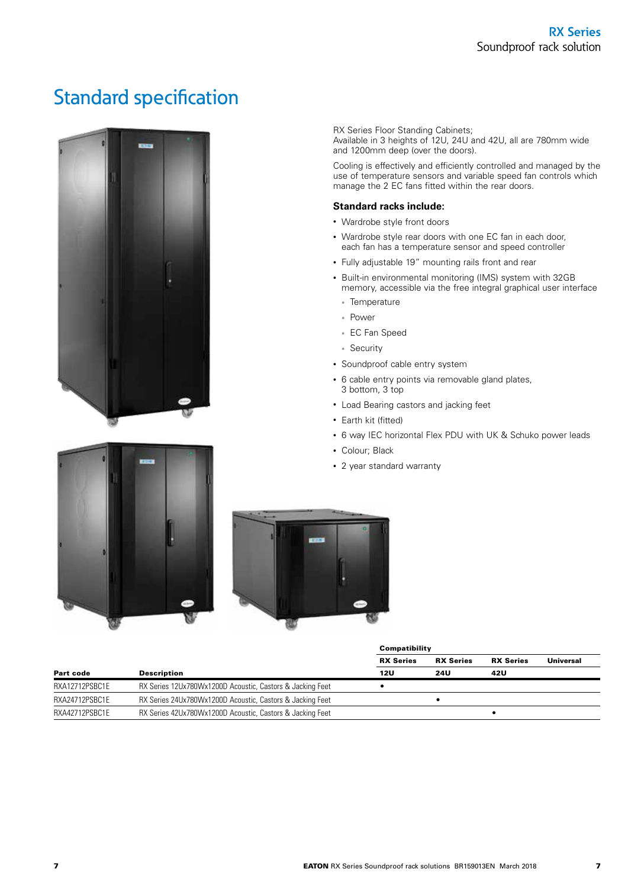# Standard specification

RX Series Floor Standing Cabinets;
Available in 3 heights of 12U, 24U and 42U, all are 780mm wide and 1200mm deep (over the doors).

Cooling is effectively and efficiently controlled and managed by the use of temperature sensors and variable speed fan controls which manage the 2 EC fans fitted within the rear doors.

### Standard racks include:

- Wardrobe style front doors
- Wardrobe style rear doors with one EC fan in each door, each fan has a temperature sensor and speed controller
- Fully adjustable 19" mounting rails front and rear
- Built-in environmental monitoring (IMS) system with 32GB memory, accessible via the free integral graphical user interface
  - Temperature
  - Power
  - EC Fan Speed
  - Security
- Soundproof cable entry system
- 6 cable entry points via removable gland plates, 3 bottom, 3 top
- Load Bearing castors and jacking feet
- Earth kit (fitted)
- 6 way IEC horizontal Flex PDU with UK & Schuko power leads
- Colour; Black
- 2 year standard warranty

| | | Compatibility | | | |
|---|---|---|---|---|---|
| | | RX Series | RX Series | RX Series | Universal |
| **Part code** | **Description** | **12U** | **24U** | **42U** | |
| RXA12712PSBC1E | RX Series 12Ux780Wx1200D Acoustic, Castors & Jacking Feet | • | | | |
| RXA24712PSBC1E | RX Series 24Ux780Wx1200D Acoustic, Castors & Jacking Feet | | • | | |
| RXA42712PSBC1E | RX Series 42Ux780Wx1200D Acoustic, Castors & Jacking Feet | | | • | |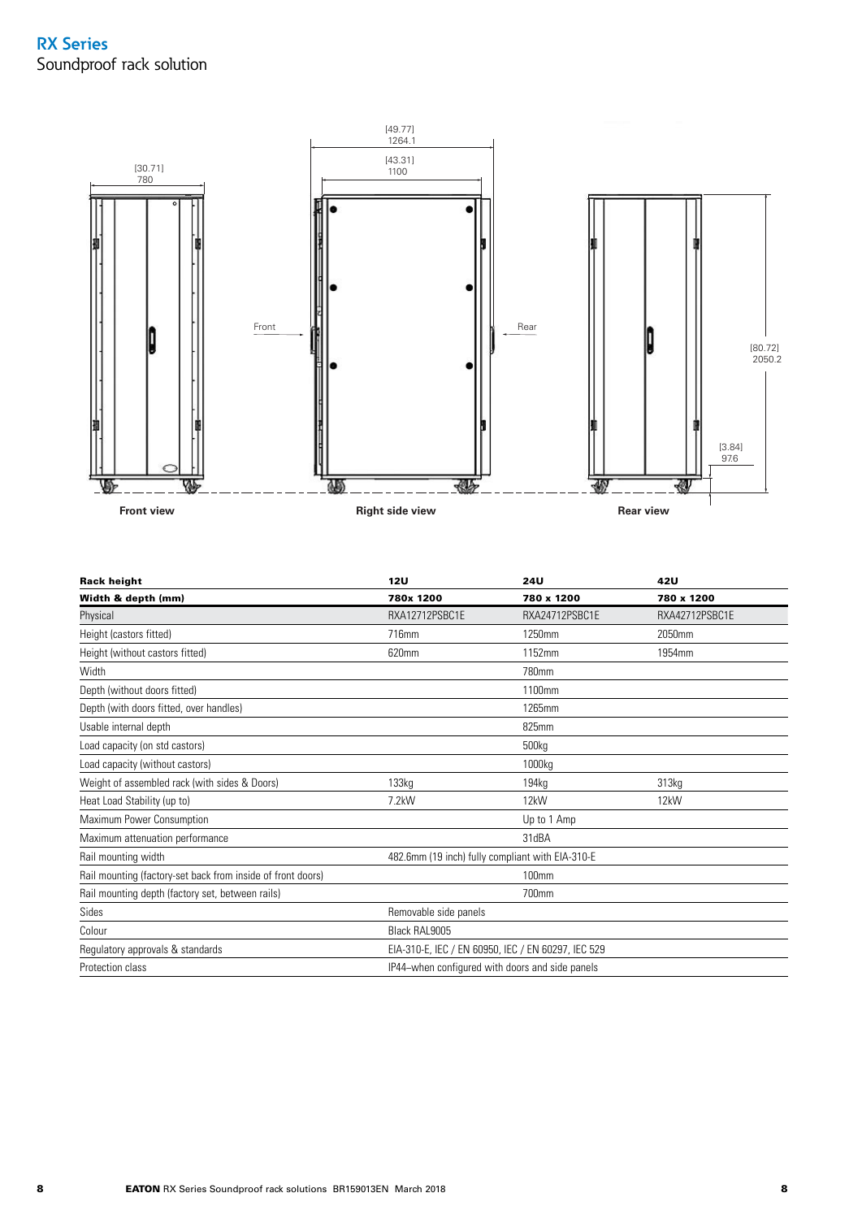# RX Series

Soundproof rack solution

[49.77]
1264.1

[43.31]
1100

[30.71]
780

Front

Rear

[80.72]
2050.2

[3.84]
97.6

**Front view** **Right side view** **Rear view**

| **Rack height** | **12U** | **24U** | **42U** |
|---|---|---|---|
| **Width & depth (mm)** | **780x 1200** | **780 x 1200** | **780 x 1200** |
| Physical | RXA12712PSBC1E | RXA24712PSBC1E | RXA42712PSBC1E |
| Height (castors fitted) | 716mm | 1250mm | 2050mm |
| Height (without castors fitted) | 620mm | 1152mm | 1954mm |
| Width | | 780mm | |
| Depth (without doors fitted) | | 1100mm | |
| Depth (with doors fitted, over handles) | | 1265mm | |
| Usable internal depth | | 825mm | |
| Load capacity (on std castors) | | 500kg | |
| Load capacity (without castors) | | 1000kg | |
| Weight of assembled rack (with sides & Doors) | 133kg | 194kg | 313kg |
| Heat Load Stability (up to) | 7.2kW | 12kW | 12kW |
| Maximum Power Consumption | | Up to 1 Amp | |
| Maximum attenuation performance | | 31dBA | |
| Rail mounting width | 482.6mm (19 inch) fully compliant with EIA-310-E | | |
| Rail mounting (factory-set back from inside of front doors) | | 100mm | |
| Rail mounting depth (factory set, between rails) | | 700mm | |
| Sides | Removable side panels | | |
| Colour | Black RAL9005 | | |
| Regulatory approvals & standards | EIA-310-E, IEC / EN 60950, IEC / EN 60297, IEC 529 | | |
| Protection class | IP44–when configured with doors and side panels | | |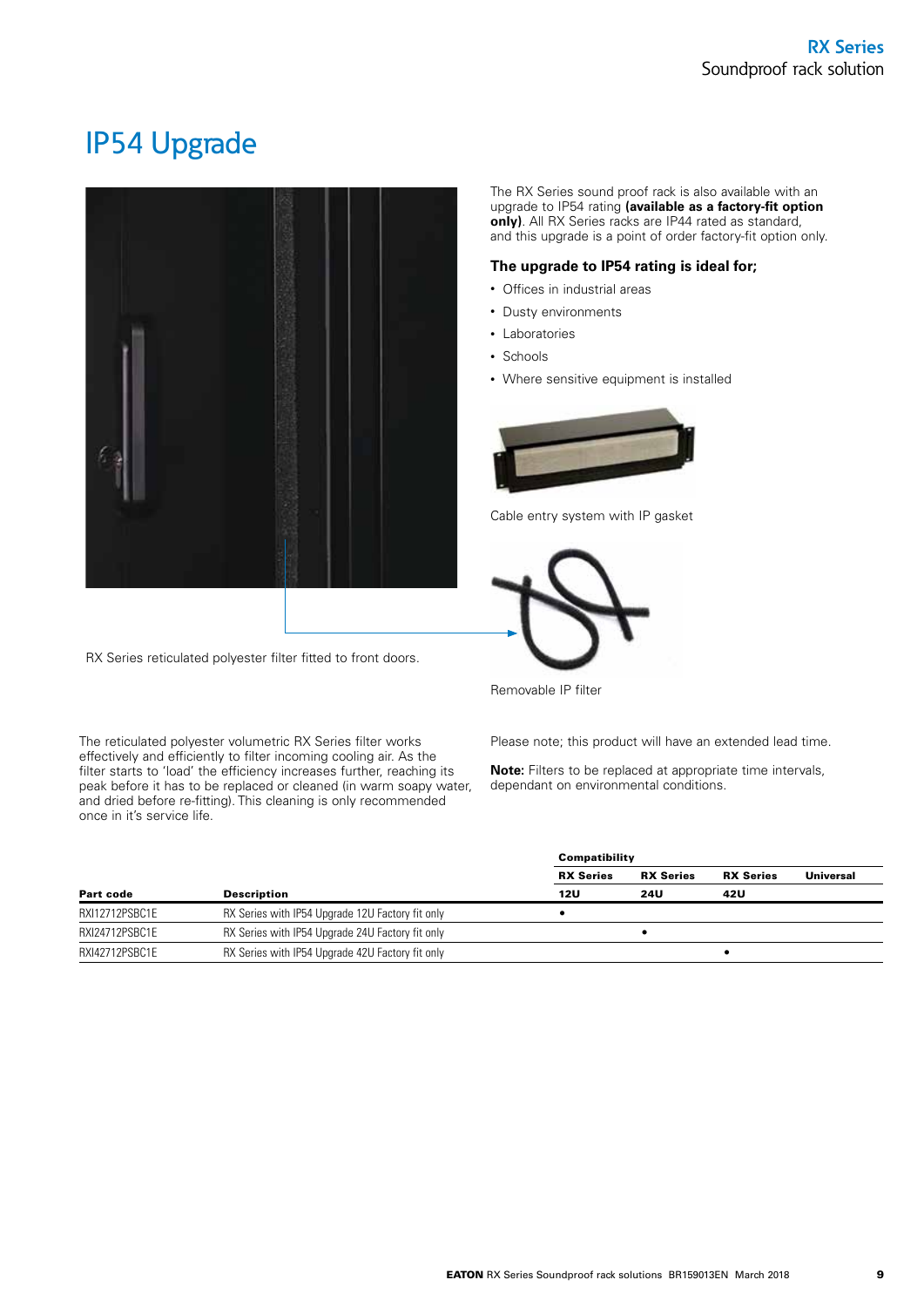# IP54 Upgrade

The RX Series sound proof rack is also available with an upgrade to IP54 rating **(available as a factory-fit option only)**. All RX Series racks are IP44 rated as standard, and this upgrade is a point of order factory-fit option only.

### The upgrade to IP54 rating is ideal for;

- Offices in industrial areas
- Dusty environments
- Laboratories
- Schools
- Where sensitive equipment is installed

Cable entry system with IP gasket

RX Series reticulated polyester filter fitted to front doors.

Removable IP filter

The reticulated polyester volumetric RX Series filter works effectively and efficiently to filter incoming cooling air. As the filter starts to 'load' the efficiency increases further, reaching its peak before it has to be replaced or cleaned (in warm soapy water, and dried before re-fitting). This cleaning is only recommended once in it's service life.

Please note; this product will have an extended lead time.

**Note:** Filters to be replaced at appropriate time intervals, dependant on environmental conditions.

| | | Compatibility | | | |
|---|---|---|---|---|---|
| | | RX Series | RX Series | RX Series | Universal |
| Part code | Description | 12U | 24U | 42U | |
| RXI12712PSBC1E | RX Series with IP54 Upgrade 12U Factory fit only | • | | | |
| RXI24712PSBC1E | RX Series with IP54 Upgrade 24U Factory fit only | | • | | |
| RXI42712PSBC1E | RX Series with IP54 Upgrade 42U Factory fit only | | | • | |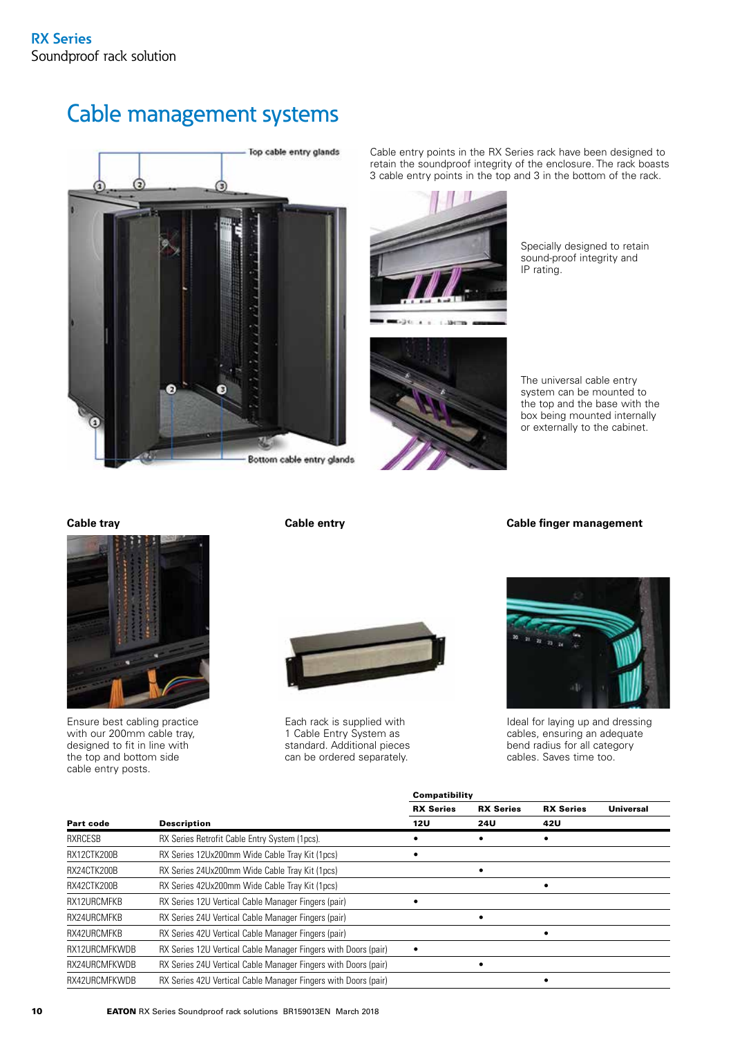# Cable management systems

Top cable entry glands

Bottom cable entry glands

Cable entry points in the RX Series rack have been designed to retain the soundproof integrity of the enclosure. The rack boasts 3 cable entry points in the top and 3 in the bottom of the rack.

Specially designed to retain sound-proof integrity and IP rating.

The universal cable entry system can be mounted to the top and the base with the box being mounted internally or externally to the cabinet.

### Cable tray

Ensure best cabling practice with our 200mm cable tray, designed to fit in line with the top and bottom side cable entry posts.

### Cable entry

Each rack is supplied with 1 Cable Entry System as standard. Additional pieces can be ordered separately.

### Cable finger management

Ideal for laying up and dressing cables, ensuring an adequate bend radius for all category cables. Saves time too.

| | | Compatibility | | | |
|---|---|---|---|---|---|
| | | RX Series | RX Series | RX Series | Universal |
| **Part code** | **Description** | **12U** | **24U** | **42U** | |
| RXRCESB | RX Series Retrofit Cable Entry System (1pcs). | • | • | • | |
| RX12CTK200B | RX Series 12Ux200mm Wide Cable Tray Kit (1pcs) | • | | | |
| RX24CTK200B | RX Series 24Ux200mm Wide Cable Tray Kit (1pcs) | | • | | |
| RX42CTK200B | RX Series 42Ux200mm Wide Cable Tray Kit (1pcs) | | | • | |
| RX12URCMFKB | RX Series 12U Vertical Cable Manager Fingers (pair) | • | | | |
| RX24URCMFKB | RX Series 24U Vertical Cable Manager Fingers (pair) | | • | | |
| RX42URCMFKB | RX Series 42U Vertical Cable Manager Fingers (pair) | | | • | |
| RX12URCMFKWDB | RX Series 12U Vertical Cable Manager Fingers with Doors (pair) | • | | | |
| RX24URCMFKWDB | RX Series 24U Vertical Cable Manager Fingers with Doors (pair) | | • | | |
| RX42URCMFKWDB | RX Series 42U Vertical Cable Manager Fingers with Doors (pair) | | | • | |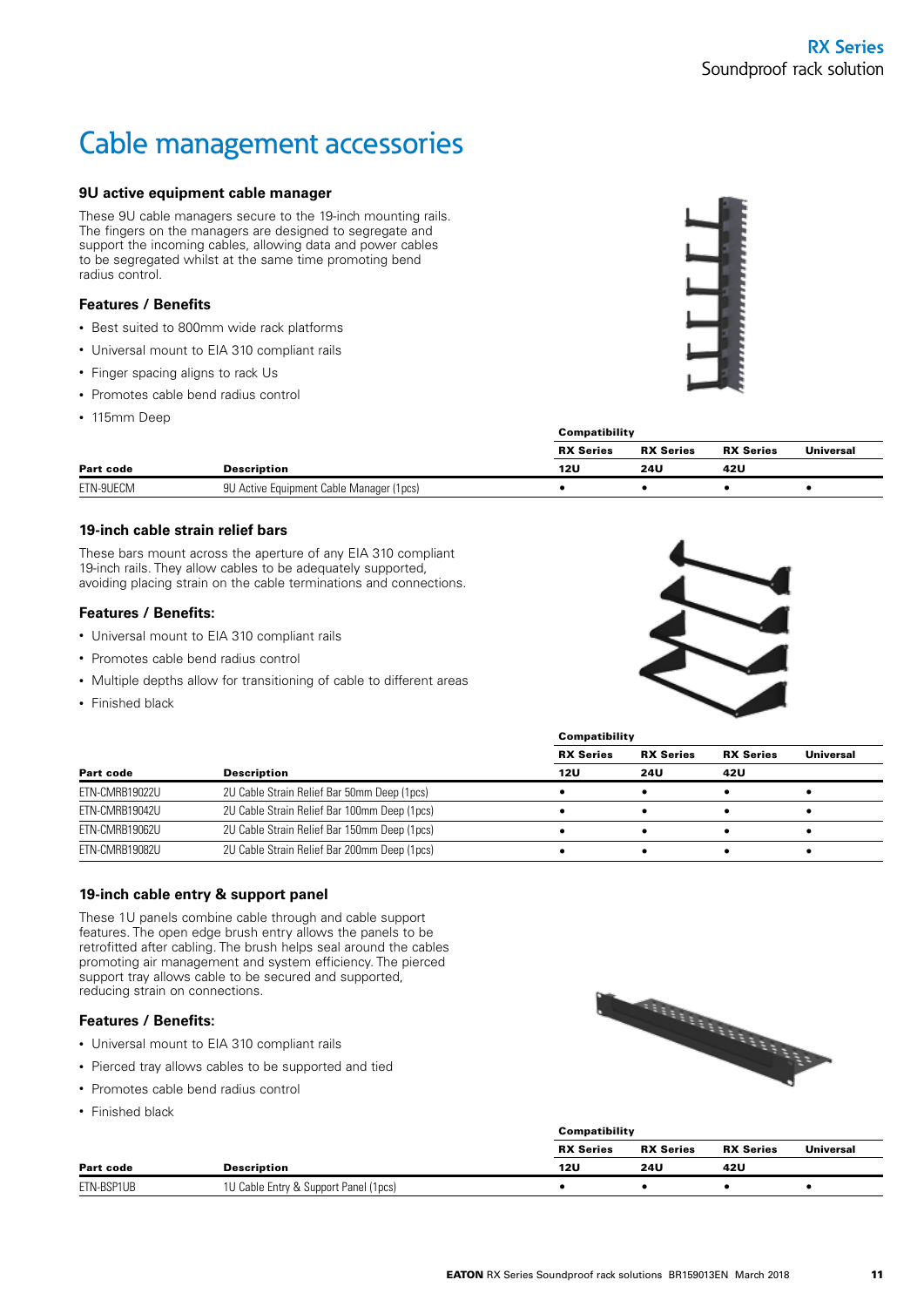# Cable management accessories

### 9U active equipment cable manager

These 9U cable managers secure to the 19-inch mounting rails. The fingers on the managers are designed to segregate and support the incoming cables, allowing data and power cables to be segregated whilst at the same time promoting bend radius control.

### Features / Benefits

- Best suited to 800mm wide rack platforms
- Universal mount to EIA 310 compliant rails
- Finger spacing aligns to rack Us
- Promotes cable bend radius control
- 115mm Deep

| | | Compatibility | | | |
|---|---|---|---|---|---|
| | | RX Series | RX Series | RX Series | Universal |
| Part code | Description | 12U | 24U | 42U | |
| ETN-9UECM | 9U Active Equipment Cable Manager (1pcs) | • | • | • | • |

### 19-inch cable strain relief bars

These bars mount across the aperture of any EIA 310 compliant 19-inch rails. They allow cables to be adequately supported, avoiding placing strain on the cable terminations and connections.

### Features / Benefits:

- Universal mount to EIA 310 compliant rails
- Promotes cable bend radius control
- Multiple depths allow for transitioning of cable to different areas
- Finished black

| | | Compatibility | | | |
|---|---|---|---|---|---|
| | | RX Series | RX Series | RX Series | Universal |
| Part code | Description | 12U | 24U | 42U | |
| ETN-CMRB19022U | 2U Cable Strain Relief Bar 50mm Deep (1pcs) | • | • | • | • |
| ETN-CMRB19042U | 2U Cable Strain Relief Bar 100mm Deep (1pcs) | • | • | • | • |
| ETN-CMRB19062U | 2U Cable Strain Relief Bar 150mm Deep (1pcs) | • | • | • | • |
| ETN-CMRB19082U | 2U Cable Strain Relief Bar 200mm Deep (1pcs) | • | • | • | • |

### 19-inch cable entry & support panel

These 1U panels combine cable through and cable support features. The open edge brush entry allows the panels to be retrofitted after cabling. The brush helps seal around the cables promoting air management and system efficiency. The pierced support tray allows cable to be secured and supported, reducing strain on connections.

### Features / Benefits:

- Universal mount to EIA 310 compliant rails
- Pierced tray allows cables to be supported and tied
- Promotes cable bend radius control
- Finished black

| | | Compatibility | | | |
|---|---|---|---|---|---|
| | | RX Series | RX Series | RX Series | Universal |
| Part code | Description | 12U | 24U | 42U | |
| ETN-BSP1UB | 1U Cable Entry & Support Panel (1pcs) | • | • | • | • |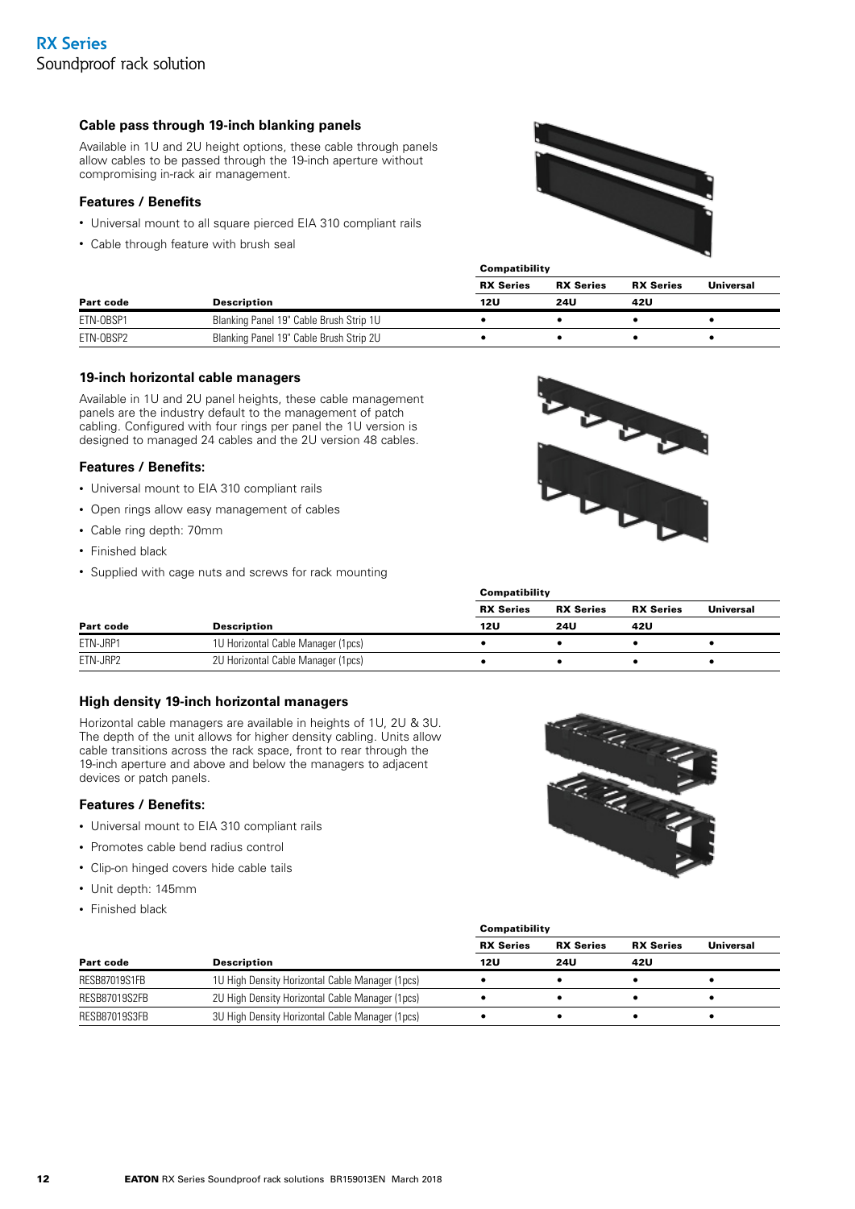## Cable pass through 19-inch blanking panels

Available in 1U and 2U height options, these cable through panels allow cables to be passed through the 19-inch aperture without compromising in-rack air management.

### Features / Benefits

- Universal mount to all square pierced EIA 310 compliant rails
- Cable through feature with brush seal

| | | Compatibility | | | |
|---|---|---|---|---|---|
| | | RX Series | RX Series | RX Series | Universal |
| **Part code** | **Description** | **12U** | **24U** | **42U** | |
| ETN-OBSP1 | Blanking Panel 19" Cable Brush Strip 1U | • | • | • | • |
| ETN-OBSP2 | Blanking Panel 19" Cable Brush Strip 2U | • | • | • | • |

## 19-inch horizontal cable managers

Available in 1U and 2U panel heights, these cable management panels are the industry default to the management of patch cabling. Configured with four rings per panel the 1U version is designed to managed 24 cables and the 2U version 48 cables.

### Features / Benefits:

- Universal mount to EIA 310 compliant rails
- Open rings allow easy management of cables
- Cable ring depth: 70mm
- Finished black
- Supplied with cage nuts and screws for rack mounting

| | | Compatibility | | | |
|---|---|---|---|---|---|
| | | RX Series | RX Series | RX Series | Universal |
| **Part code** | **Description** | **12U** | **24U** | **42U** | |
| ETN-JRP1 | 1U Horizontal Cable Manager (1pcs) | • | • | • | • |
| ETN-JRP2 | 2U Horizontal Cable Manager (1pcs) | • | • | • | • |

## High density 19-inch horizontal managers

Horizontal cable managers are available in heights of 1U, 2U & 3U. The depth of the unit allows for higher density cabling. Units allow cable transitions across the rack space, front to rear through the 19-inch aperture and above and below the managers to adjacent devices or patch panels.

### Features / Benefits:

- Universal mount to EIA 310 compliant rails
- Promotes cable bend radius control
- Clip-on hinged covers hide cable tails
- Unit depth: 145mm
- Finished black

| | | Compatibility | | | |
|---|---|---|---|---|---|
| | | RX Series | RX Series | RX Series | Universal |
| **Part code** | **Description** | **12U** | **24U** | **42U** | |
| RESB87019S1FB | 1U High Density Horizontal Cable Manager (1pcs) | • | • | • | • |
| RESB87019S2FB | 2U High Density Horizontal Cable Manager (1pcs) | • | • | • | • |
| RESB87019S3FB | 3U High Density Horizontal Cable Manager (1pcs) | • | • | • | • |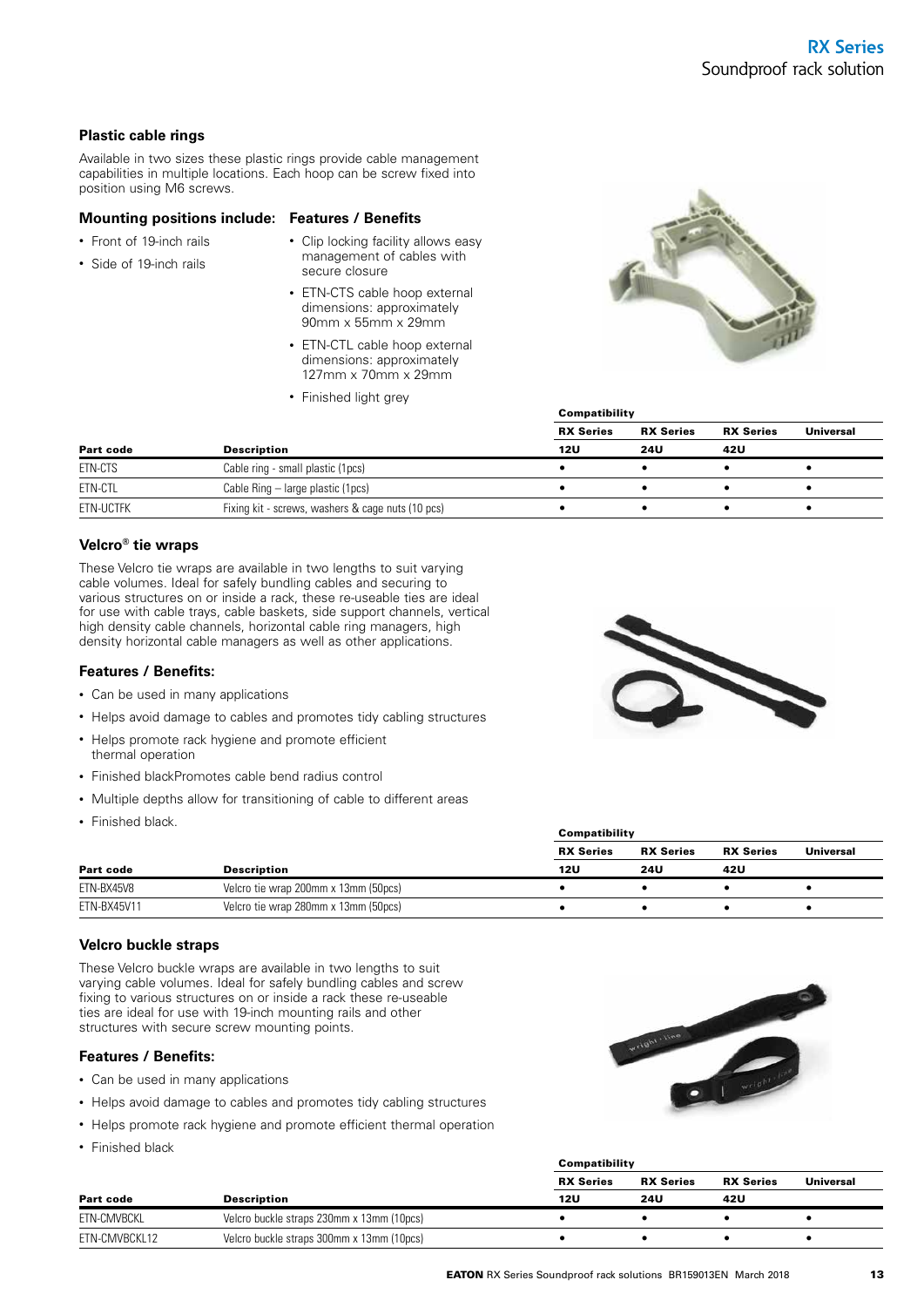## Plastic cable rings

Available in two sizes these plastic rings provide cable management capabilities in multiple locations. Each hoop can be screw fixed into position using M6 screws.

### Mounting positions include:

- Front of 19-inch rails
- Side of 19-inch rails

### Features / Benefits

- Clip locking facility allows easy management of cables with secure closure
- ETN-CTS cable hoop external dimensions: approximately 90mm x 55mm x 29mm
- ETN-CTL cable hoop external dimensions: approximately 127mm x 70mm x 29mm
- Finished light grey

| | | Compatibility | | | |
|---|---|---|---|---|---|
| | | RX Series | RX Series | RX Series | Universal |
| Part code | Description | 12U | 24U | 42U | |
| ETN-CTS | Cable ring - small plastic (1pcs) | • | • | • | • |
| ETN-CTL | Cable Ring – large plastic (1pcs) | • | • | • | • |
| ETN-UCTFK | Fixing kit - screws, washers & cage nuts (10 pcs) | • | • | • | • |

## Velcro® tie wraps

These Velcro tie wraps are available in two lengths to suit varying cable volumes. Ideal for safely bundling cables and securing to various structures on or inside a rack, these re-useable ties are ideal for use with cable trays, cable baskets, side support channels, vertical high density cable channels, horizontal cable ring managers, high density horizontal cable managers as well as other applications.

### Features / Benefits:

- Can be used in many applications
- Helps avoid damage to cables and promotes tidy cabling structures
- Helps promote rack hygiene and promote efficient thermal operation
- Finished blackPromotes cable bend radius control
- Multiple depths allow for transitioning of cable to different areas
- Finished black.

| | | Compatibility | | | |
|---|---|---|---|---|---|
| | | RX Series | RX Series | RX Series | Universal |
| Part code | Description | 12U | 24U | 42U | |
| ETN-BX45V8 | Velcro tie wrap 200mm x 13mm (50pcs) | • | • | • | • |
| ETN-BX45V11 | Velcro tie wrap 280mm x 13mm (50pcs) | • | • | • | • |

## Velcro buckle straps

These Velcro buckle wraps are available in two lengths to suit varying cable volumes. Ideal for safely bundling cables and screw fixing to various structures on or inside a rack these re-useable ties are ideal for use with 19-inch mounting rails and other structures with secure screw mounting points.

### Features / Benefits:

- Can be used in many applications
- Helps avoid damage to cables and promotes tidy cabling structures
- Helps promote rack hygiene and promote efficient thermal operation
- Finished black

| | | Compatibility | | | |
|---|---|---|---|---|---|
| | | RX Series | RX Series | RX Series | Universal |
| Part code | Description | 12U | 24U | 42U | |
| ETN-CMVBCKL | Velcro buckle straps 230mm x 13mm (10pcs) | • | • | • | • |
| ETN-CMVBCKL12 | Velcro buckle straps 300mm x 13mm (10pcs) | • | • | • | • |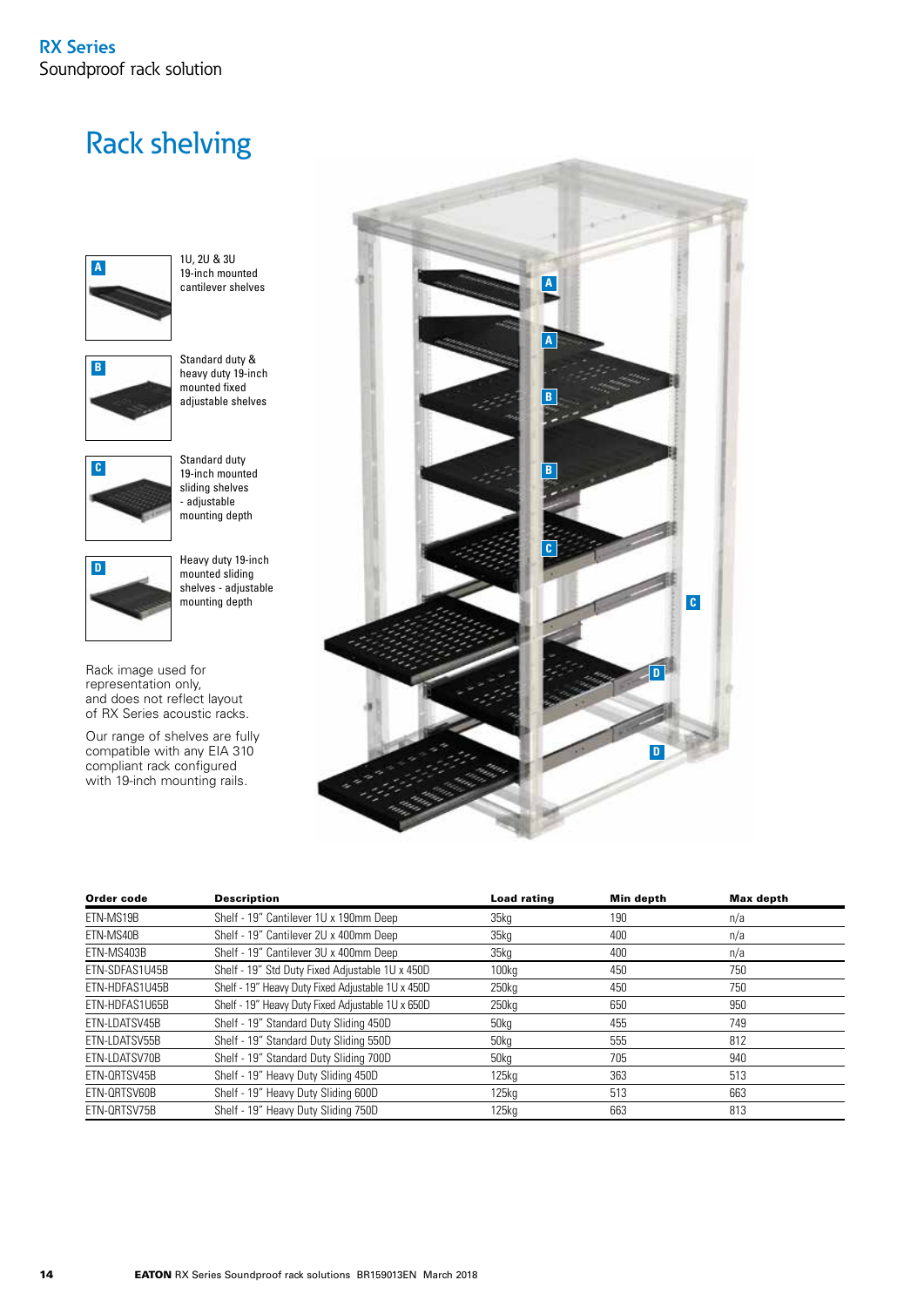# Rack shelving

**A** 1U, 2U & 3U 19-inch mounted cantilever shelves

**B** Standard duty & heavy duty 19-inch mounted fixed adjustable shelves

**C** Standard duty 19-inch mounted sliding shelves - adjustable mounting depth

**D** Heavy duty 19-inch mounted sliding shelves - adjustable mounting depth

Rack image used for representation only, and does not reflect layout of RX Series acoustic racks.

Our range of shelves are fully compatible with any EIA 310 compliant rack configured with 19-inch mounting rails.

| Order code | Description | Load rating | Min depth | Max depth |
|---|---|---|---|---|
| ETN-MS19B | Shelf - 19" Cantilever 1U x 190mm Deep | 35kg | 190 | n/a |
| ETN-MS40B | Shelf - 19" Cantilever 2U x 400mm Deep | 35kg | 400 | n/a |
| ETN-MS403B | Shelf - 19" Cantilever 3U x 400mm Deep | 35kg | 400 | n/a |
| ETN-SDFAS1U45B | Shelf - 19" Std Duty Fixed Adjustable 1U x 450D | 100kg | 450 | 750 |
| ETN-HDFAS1U45B | Shelf - 19" Heavy Duty Fixed Adjustable 1U x 450D | 250kg | 450 | 750 |
| ETN-HDFAS1U65B | Shelf - 19" Heavy Duty Fixed Adjustable 1U x 650D | 250kg | 650 | 950 |
| ETN-LDATSV45B | Shelf - 19" Standard Duty Sliding 450D | 50kg | 455 | 749 |
| ETN-LDATSV55B | Shelf - 19" Standard Duty Sliding 550D | 50kg | 555 | 812 |
| ETN-LDATSV70B | Shelf - 19" Standard Duty Sliding 700D | 50kg | 705 | 940 |
| ETN-QRTSV45B | Shelf - 19" Heavy Duty Sliding 450D | 125kg | 363 | 513 |
| ETN-QRTSV60B | Shelf - 19" Heavy Duty Sliding 600D | 125kg | 513 | 663 |
| ETN-QRTSV75B | Shelf - 19" Heavy Duty Sliding 750D | 125kg | 663 | 813 |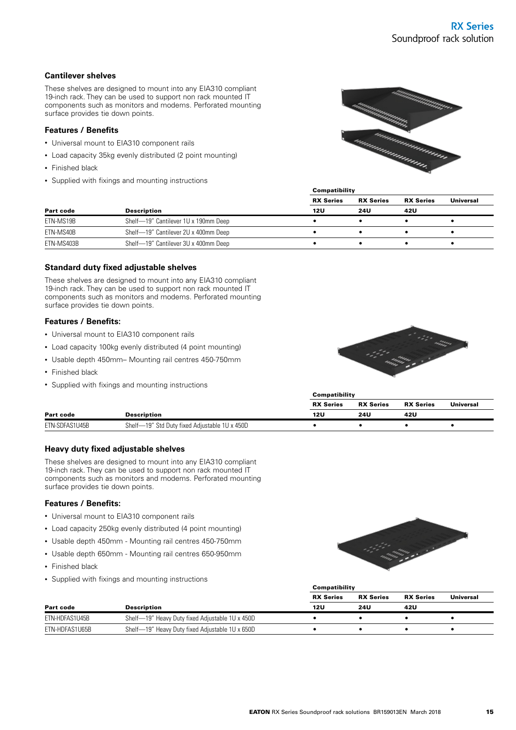## Cantilever shelves

These shelves are designed to mount into any EIA310 compliant 19-inch rack. They can be used to support non rack mounted IT components such as monitors and modems. Perforated mounting surface provides tie down points.

### Features / Benefits

- Universal mount to EIA310 component rails
- Load capacity 35kg evenly distributed (2 point mounting)
- Finished black
- Supplied with fixings and mounting instructions

| | | Compatibility | | | |
|---|---|---|---|---|---|
| | | RX Series | RX Series | RX Series | Universal |
| Part code | Description | 12U | 24U | 42U | |
| ETN-MS19B | Shelf—19" Cantilever 1U x 190mm Deep | • | • | • | • |
| ETN-MS40B | Shelf—19" Cantilever 2U x 400mm Deep | • | • | • | • |
| ETN-MS403B | Shelf—19" Cantilever 3U x 400mm Deep | • | • | • | • |

## Standard duty fixed adjustable shelves

These shelves are designed to mount into any EIA310 compliant 19-inch rack. They can be used to support non rack mounted IT components such as monitors and modems. Perforated mounting surface provides tie down points.

### Features / Benefits:

- Universal mount to EIA310 component rails
- Load capacity 100kg evenly distributed (4 point mounting)
- Usable depth 450mm– Mounting rail centres 450-750mm
- Finished black
- Supplied with fixings and mounting instructions

| | | Compatibility | | | |
|---|---|---|---|---|---|
| | | RX Series | RX Series | RX Series | Universal |
| Part code | Description | 12U | 24U | 42U | |
| ETN-SDFAS1U45B | Shelf—19" Std Duty fixed Adjustable 1U x 450D | • | • | • | • |

## Heavy duty fixed adjustable shelves

These shelves are designed to mount into any EIA310 compliant 19-inch rack. They can be used to support non rack mounted IT components such as monitors and modems. Perforated mounting surface provides tie down points.

### Features / Benefits:

- Universal mount to EIA310 component rails
- Load capacity 250kg evenly distributed (4 point mounting)
- Usable depth 450mm - Mounting rail centres 450-750mm
- Usable depth 650mm - Mounting rail centres 650-950mm
- Finished black
- Supplied with fixings and mounting instructions

| | | Compatibility | | | |
|---|---|---|---|---|---|
| | | RX Series | RX Series | RX Series | Universal |
| Part code | Description | 12U | 24U | 42U | |
| ETN-HDFAS1U45B | Shelf—19" Heavy Duty fixed Adjustable 1U x 450D | • | • | • | • |
| ETN-HDFAS1U65B | Shelf—19" Heavy Duty fixed Adjustable 1U x 650D | • | • | • | • |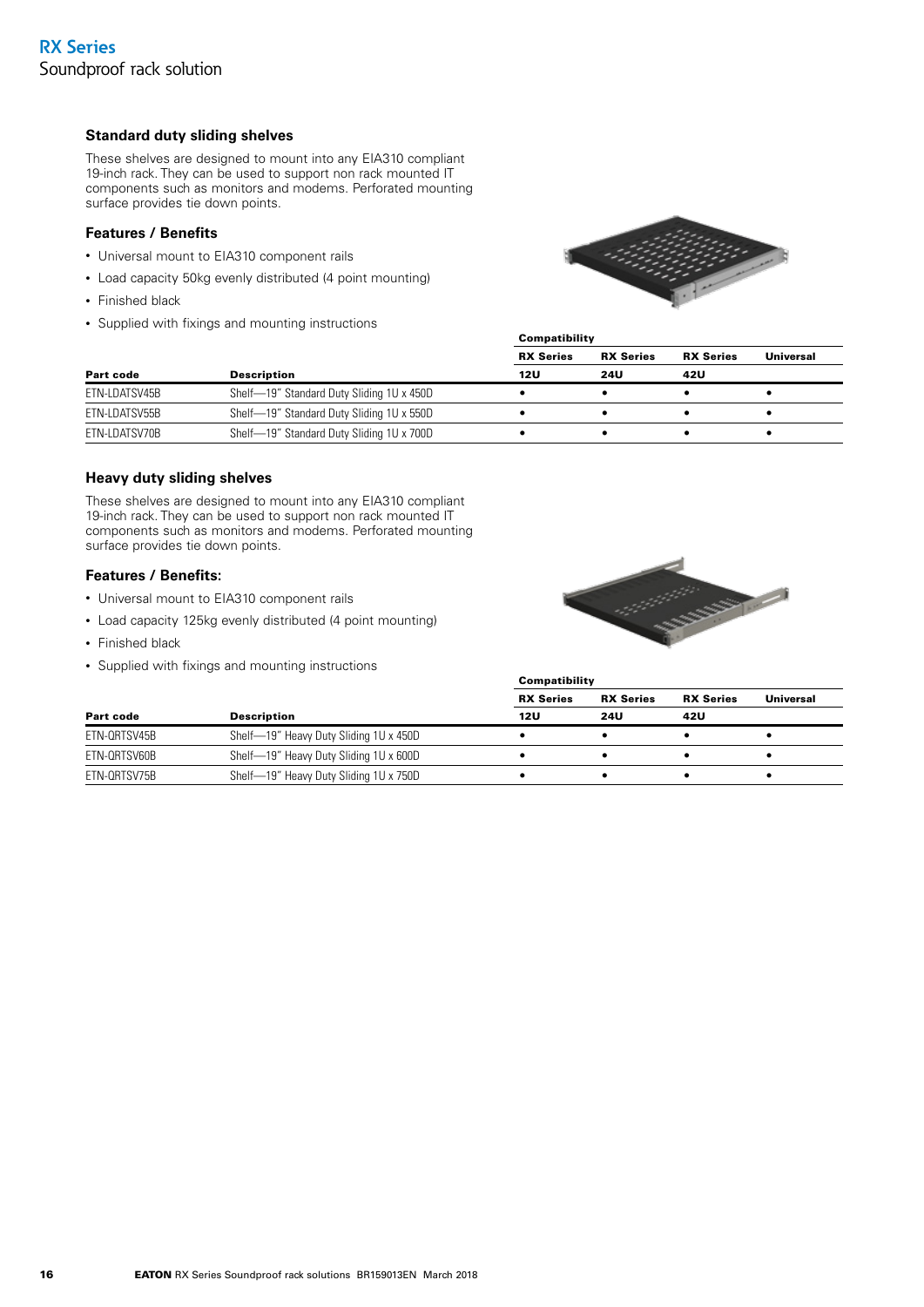## Standard duty sliding shelves

These shelves are designed to mount into any EIA310 compliant 19-inch rack. They can be used to support non rack mounted IT components such as monitors and modems. Perforated mounting surface provides tie down points.

### Features / Benefits

- Universal mount to EIA310 component rails
- Load capacity 50kg evenly distributed (4 point mounting)
- Finished black
- Supplied with fixings and mounting instructions

| | | Compatibility | | | |
|---|---|---|---|---|---|
| | | RX Series | RX Series | RX Series | Universal |
| Part code | Description | 12U | 24U | 42U | |
| ETN-LDATSV45B | Shelf—19" Standard Duty Sliding 1U x 450D | • | • | • | • |
| ETN-LDATSV55B | Shelf—19" Standard Duty Sliding 1U x 550D | • | • | • | • |
| ETN-LDATSV70B | Shelf—19" Standard Duty Sliding 1U x 700D | • | • | • | • |

## Heavy duty sliding shelves

These shelves are designed to mount into any EIA310 compliant 19-inch rack. They can be used to support non rack mounted IT components such as monitors and modems. Perforated mounting surface provides tie down points.

### Features / Benefits:

- Universal mount to EIA310 component rails
- Load capacity 125kg evenly distributed (4 point mounting)
- Finished black
- Supplied with fixings and mounting instructions

| | | Compatibility | | | |
|---|---|---|---|---|---|
| | | RX Series | RX Series | RX Series | Universal |
| Part code | Description | 12U | 24U | 42U | |
| ETN-QRTSV45B | Shelf—19" Heavy Duty Sliding 1U x 450D | • | • | • | • |
| ETN-QRTSV60B | Shelf—19" Heavy Duty Sliding 1U x 600D | • | • | • | • |
| ETN-QRTSV75B | Shelf—19" Heavy Duty Sliding 1U x 750D | • | • | • | • |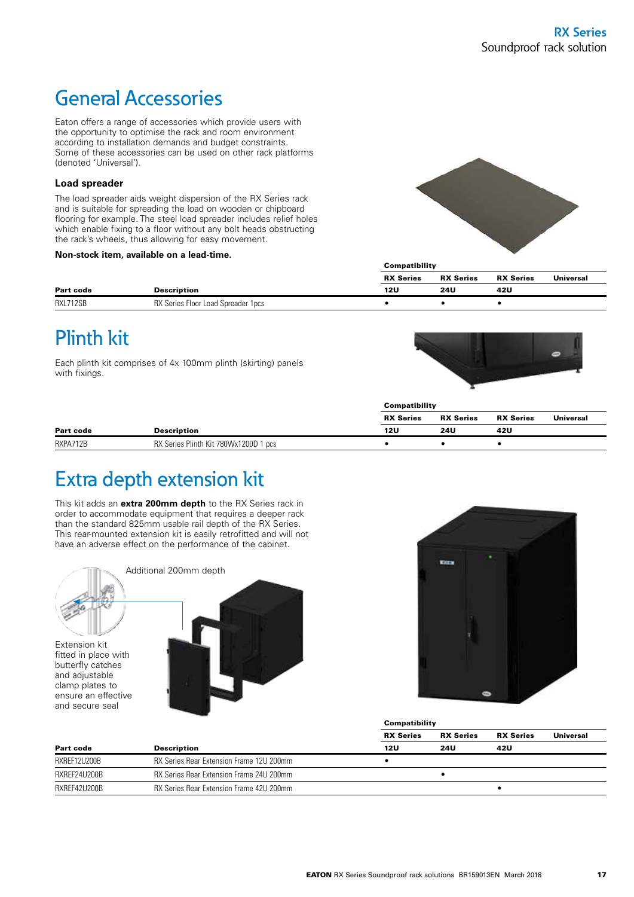# General Accessories

Eaton offers a range of accessories which provide users with the opportunity to optimise the rack and room environment according to installation demands and budget constraints. Some of these accessories can be used on other rack platforms (denoted 'Universal').

### Load spreader

The load spreader aids weight dispersion of the RX Series rack and is suitable for spreading the load on wooden or chipboard flooring for example. The steel load spreader includes relief holes which enable fixing to a floor without any bolt heads obstructing the rack's wheels, thus allowing for easy movement.

**Non-stock item, available on a lead-time.**

| | | Compatibility | | | |
|---|---|---|---|---|---|
| | | RX Series | RX Series | RX Series | Universal |
| Part code | Description | 12U | 24U | 42U | |
| RXL712SB | RX Series Floor Load Spreader 1pcs | • | • | • | |

# Plinth kit

Each plinth kit comprises of 4x 100mm plinth (skirting) panels with fixings.

| | | Compatibility | | | |
|---|---|---|---|---|---|
| | | RX Series | RX Series | RX Series | Universal |
| Part code | Description | 12U | 24U | 42U | |
| RXPA712B | RX Series Plinth Kit 780Wx1200D 1 pcs | • | • | • | |

# Extra depth extension kit

This kit adds an **extra 200mm depth** to the RX Series rack in order to accommodate equipment that requires a deeper rack than the standard 825mm usable rail depth of the RX Series. This rear-mounted extension kit is easily retrofitted and will not have an adverse effect on the performance of the cabinet.

Additional 200mm depth

Extension kit fitted in place with butterfly catches and adjustable clamp plates to ensure an effective and secure seal

| | | Compatibility | | | |
|---|---|---|---|---|---|
| | | RX Series | RX Series | RX Series | Universal |
| Part code | Description | 12U | 24U | 42U | |
| RXREF12U200B | RX Series Rear Extension Frame 12U 200mm | • | | | |
| RXREF24U200B | RX Series Rear Extension Frame 24U 200mm | | • | | |
| RXREF42U200B | RX Series Rear Extension Frame 42U 200mm | | | • | |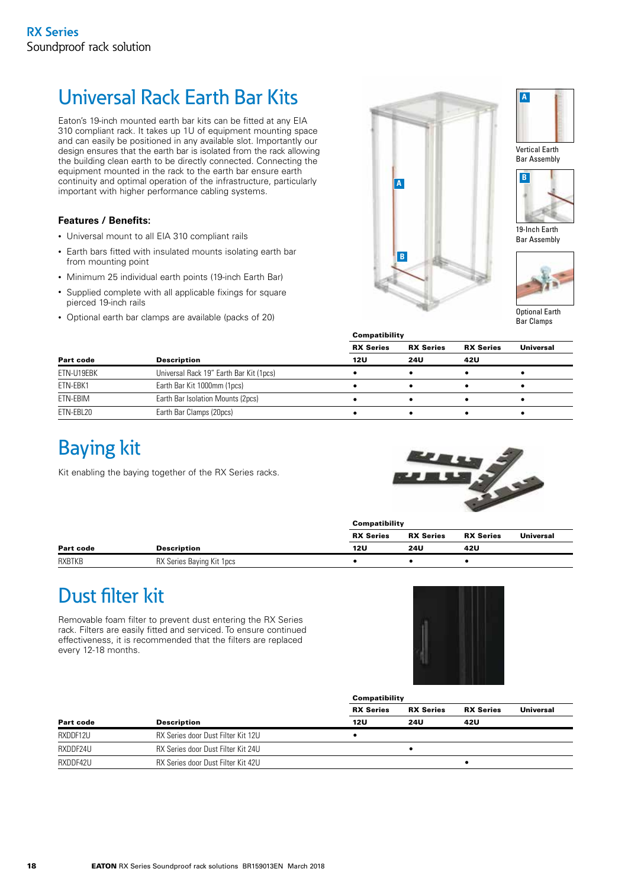## Universal Rack Earth Bar Kits

Eaton's 19-inch mounted earth bar kits can be fitted at any EIA 310 compliant rack. It takes up 1U of equipment mounting space and can easily be positioned in any available slot. Importantly our design ensures that the earth bar is isolated from the rack allowing the building clean earth to be directly connected. Connecting the equipment mounted in the rack to the earth bar ensure earth continuity and optimal operation of the infrastructure, particularly important with higher performance cabling systems.

### Features / Benefits:

- Universal mount to all EIA 310 compliant rails
- Earth bars fitted with insulated mounts isolating earth bar from mounting point
- Minimum 25 individual earth points (19-inch Earth Bar)
- Supplied complete with all applicable fixings for square pierced 19-inch rails
- Optional earth bar clamps are available (packs of 20)

A Vertical Earth Bar Assembly

B 19-Inch Earth Bar Assembly

Optional Earth Bar Clamps

| | | Compatibility | | | |
|---|---|---|---|---|---|
| | | RX Series | RX Series | RX Series | Universal |
| Part code | Description | 12U | 24U | 42U | |
| ETN-U19EBK | Universal Rack 19" Earth Bar Kit (1pcs) | • | • | • | • |
| ETN-EBK1 | Earth Bar Kit 1000mm (1pcs) | • | • | • | • |
| ETN-EBIM | Earth Bar Isolation Mounts (2pcs) | • | • | • | • |
| ETN-EBL20 | Earth Bar Clamps (20pcs) | • | • | • | • |

## Baying kit

Kit enabling the baying together of the RX Series racks.

| | | Compatibility | | | |
|---|---|---|---|---|---|
| | | RX Series | RX Series | RX Series | Universal |
| Part code | Description | 12U | 24U | 42U | |
| RXBTKB | RX Series Baying Kit 1pcs | • | • | • | |

## Dust filter kit

Removable foam filter to prevent dust entering the RX Series rack. Filters are easily fitted and serviced. To ensure continued effectiveness, it is recommended that the filters are replaced every 12-18 months.

| | | Compatibility | | | |
|---|---|---|---|---|---|
| | | RX Series | RX Series | RX Series | Universal |
| Part code | Description | 12U | 24U | 42U | |
| RXDDF12U | RX Series door Dust Filter Kit 12U | • | | | |
| RXDDF24U | RX Series door Dust Filter Kit 24U | | • | | |
| RXDDF42U | RX Series door Dust Filter Kit 42U | | | • | |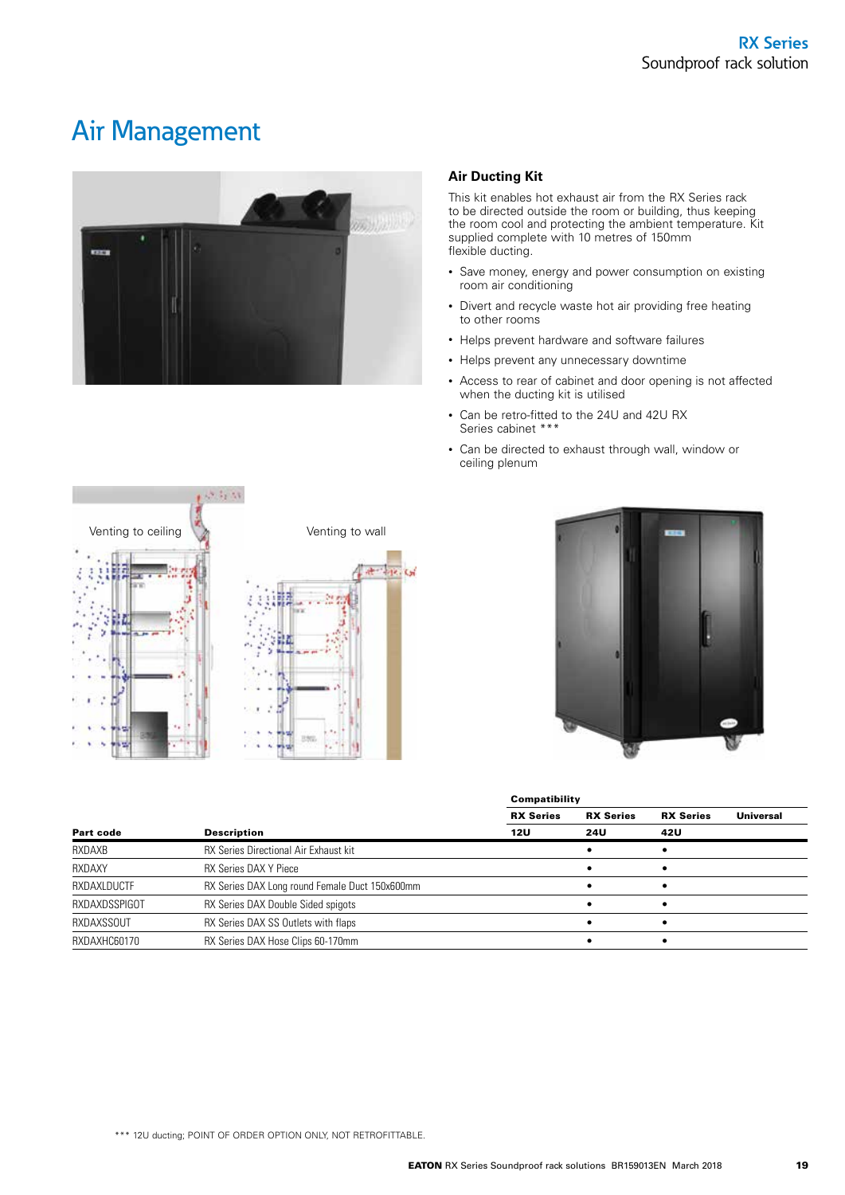# Air Management

## Air Ducting Kit

This kit enables hot exhaust air from the RX Series rack to be directed outside the room or building, thus keeping the room cool and protecting the ambient temperature. Kit supplied complete with 10 metres of 150mm flexible ducting.

- Save money, energy and power consumption on existing room air conditioning
- Divert and recycle waste hot air providing free heating to other rooms
- Helps prevent hardware and software failures
- Helps prevent any unnecessary downtime
- Access to rear of cabinet and door opening is not affected when the ducting kit is utilised
- Can be retro-fitted to the 24U and 42U RX Series cabinet ***
- Can be directed to exhaust through wall, window or ceiling plenum

Venting to ceiling

Venting to wall

| | | Compatibility | | | |
|---|---|---|---|---|---|
| | | RX Series | RX Series | RX Series | Universal |
| **Part code** | **Description** | **12U** | **24U** | **42U** | |
| RXDAXB | RX Series Directional Air Exhaust kit | | • | • | |
| RXDAXY | RX Series DAX Y Piece | | • | • | |
| RXDAXLDUCTF | RX Series DAX Long round Female Duct 150x600mm | | • | • | |
| RXDAXDSSPIGOT | RX Series DAX Double Sided spigots | | • | • | |
| RXDAXSSOUT | RX Series DAX SS Outlets with flaps | | • | • | |
| RXDAXHC60170 | RX Series DAX Hose Clips 60-170mm | | • | • | |

*** 12U ducting; POINT OF ORDER OPTION ONLY, NOT RETROFITTABLE.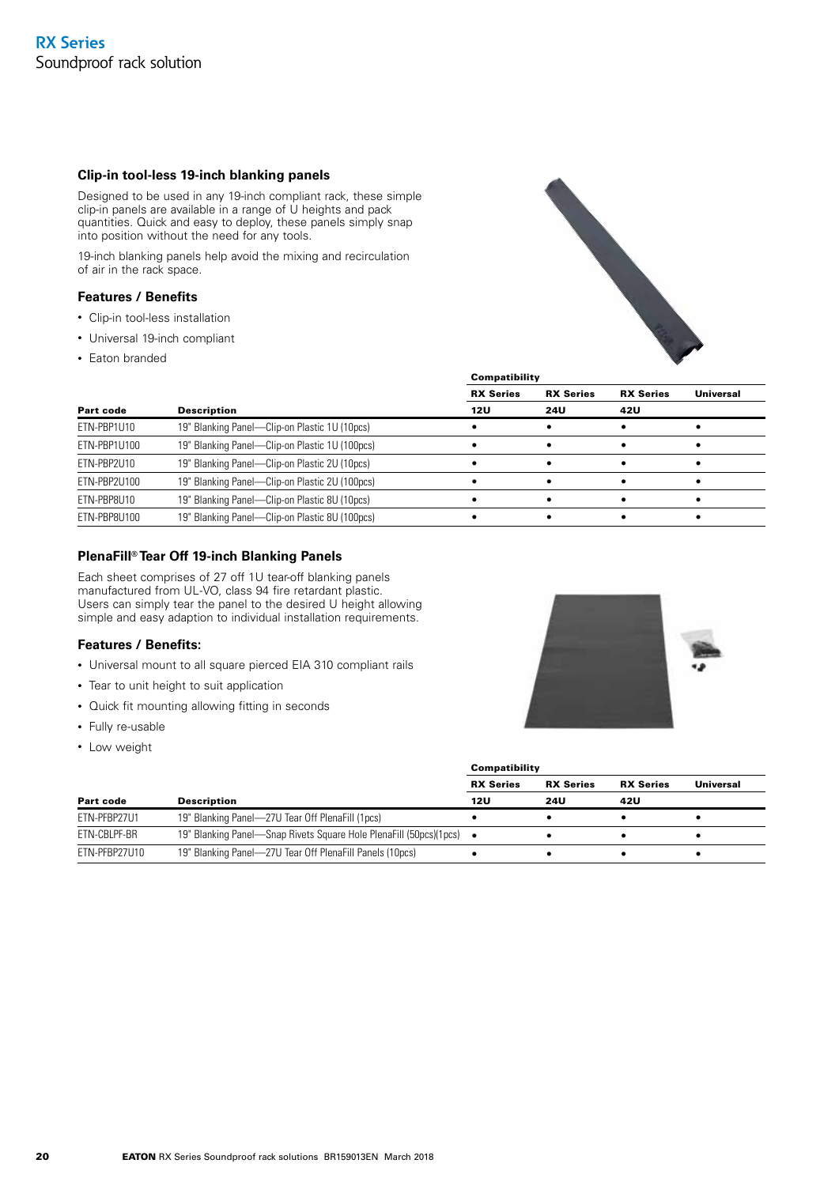## Clip-in tool-less 19-inch blanking panels

Designed to be used in any 19-inch compliant rack, these simple clip-in panels are available in a range of U heights and pack quantities. Quick and easy to deploy, these panels simply snap into position without the need for any tools.

19-inch blanking panels help avoid the mixing and recirculation of air in the rack space.

### Features / Benefits

- Clip-in tool-less installation
- Universal 19-inch compliant
- Eaton branded

| | | Compatibility | | | |
|---|---|---|---|---|---|
| | | RX Series | RX Series | RX Series | Universal |
| **Part code** | **Description** | **12U** | **24U** | **42U** | |
| ETN-PBP1U10 | 19" Blanking Panel—Clip-on Plastic 1U (10pcs) | • | • | • | • |
| ETN-PBP1U100 | 19" Blanking Panel—Clip-on Plastic 1U (100pcs) | • | • | • | • |
| ETN-PBP2U10 | 19" Blanking Panel—Clip-on Plastic 2U (10pcs) | • | • | • | • |
| ETN-PBP2U100 | 19" Blanking Panel—Clip-on Plastic 2U (100pcs) | • | • | • | • |
| ETN-PBP8U10 | 19" Blanking Panel—Clip-on Plastic 8U (10pcs) | • | • | • | • |
| ETN-PBP8U100 | 19" Blanking Panel—Clip-on Plastic 8U (100pcs) | • | • | • | • |

## PlenaFill® Tear Off 19-inch Blanking Panels

Each sheet comprises of 27 off 1U tear-off blanking panels manufactured from UL-VO, class 94 fire retardant plastic. Users can simply tear the panel to the desired U height allowing simple and easy adaption to individual installation requirements.

### Features / Benefits:

- Universal mount to all square pierced EIA 310 compliant rails
- Tear to unit height to suit application
- Quick fit mounting allowing fitting in seconds
- Fully re-usable
- Low weight

| | | Compatibility | | | |
|---|---|---|---|---|---|
| | | RX Series | RX Series | RX Series | Universal |
| **Part code** | **Description** | **12U** | **24U** | **42U** | |
| ETN-PFBP27U1 | 19" Blanking Panel—27U Tear Off PlenaFill (1pcs) | • | • | • | • |
| ETN-CBLPF-BR | 19" Blanking Panel—Snap Rivets Square Hole PlenaFill (50pcs)(1pcs) | • | • | • | • |
| ETN-PFBP27U10 | 19" Blanking Panel—27U Tear Off PlenaFill Panels (10pcs) | • | • | • | • |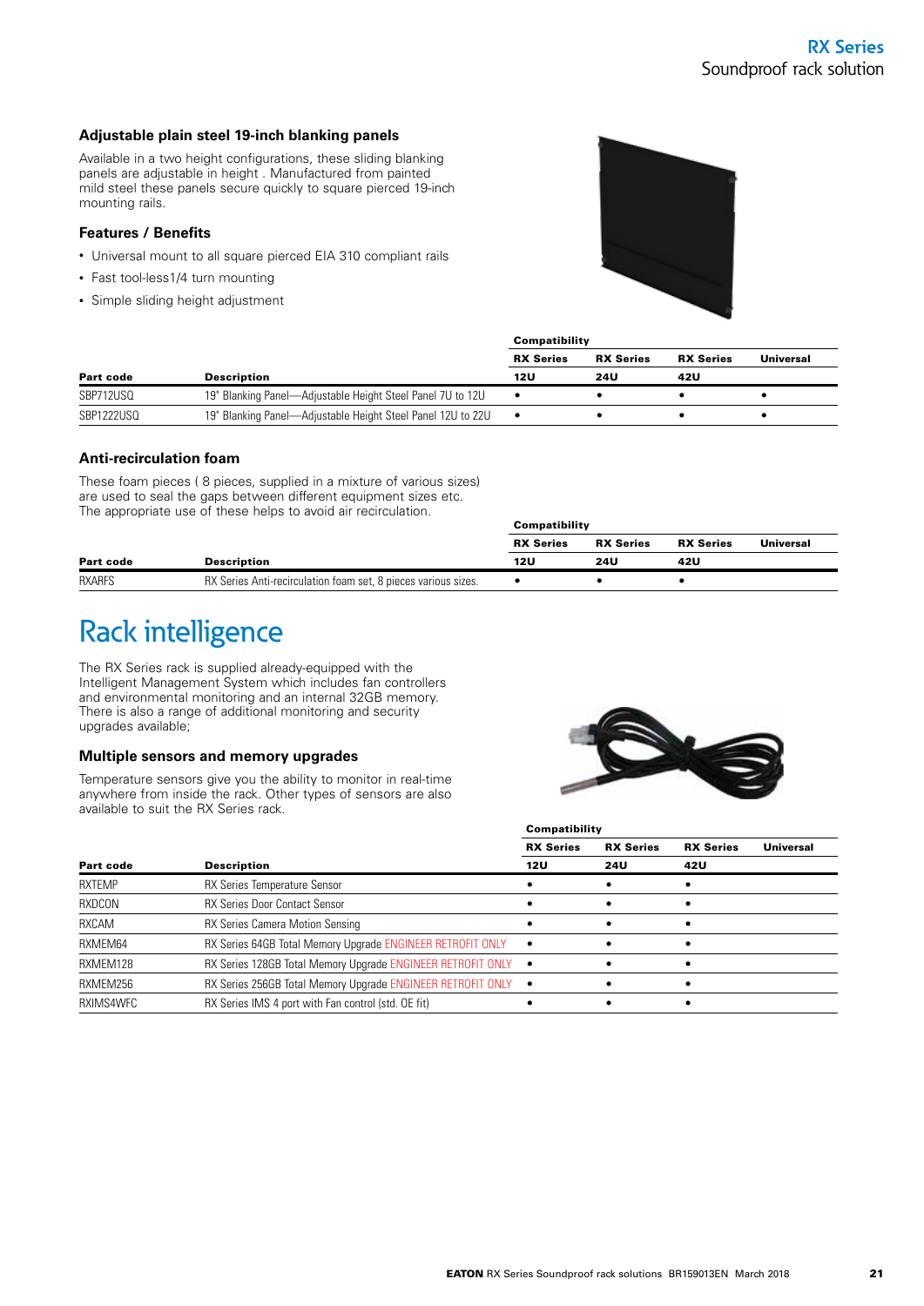### Adjustable plain steel 19-inch blanking panels

Available in a two height configurations, these sliding blanking panels are adjustable in height . Manufactured from painted mild steel these panels secure quickly to square pierced 19-inch mounting rails.

#### Features / Benefits

- Universal mount to all square pierced EIA 310 compliant rails
- Fast tool-less1/4 turn mounting
- Simple sliding height adjustment

| | | Compatibility | | | |
|---|---|---|---|---|---|
| | | RX Series | RX Series | RX Series | Universal |
| Part code | Description | 12U | 24U | 42U | |
| SBP712USQ | 19" Blanking Panel—Adjustable Height Steel Panel 7U to 12U | • | • | • | • |
| SBP1222USQ | 19" Blanking Panel—Adjustable Height Steel Panel 12U to 22U | • | • | • | • |

### Anti-recirculation foam

These foam pieces ( 8 pieces, supplied in a mixture of various sizes) are used to seal the gaps between different equipment sizes etc. The appropriate use of these helps to avoid air recirculation.

| | | Compatibility | | | |
|---|---|---|---|---|---|
| | | RX Series | RX Series | RX Series | Universal |
| Part code | Description | 12U | 24U | 42U | |
| RXARFS | RX Series Anti-recirculation foam set, 8 pieces various sizes. | • | • | • | |

## Rack intelligence

The RX Series rack is supplied already-equipped with the Intelligent Management System which includes fan controllers and environmental monitoring and an internal 32GB memory. There is also a range of additional monitoring and security upgrades available;

### Multiple sensors and memory upgrades

Temperature sensors give you the ability to monitor in real-time anywhere from inside the rack. Other types of sensors are also available to suit the RX Series rack.

| | | Compatibility | | | |
|---|---|---|---|---|---|
| | | RX Series | RX Series | RX Series | Universal |
| Part code | Description | 12U | 24U | 42U | |
| RXTEMP | RX Series Temperature Sensor | • | • | • | |
| RXDCON | RX Series Door Contact Sensor | • | • | • | |
| RXCAM | RX Series Camera Motion Sensing | • | • | • | |
| RXMEM64 | RX Series 64GB Total Memory Upgrade ENGINEER RETROFIT ONLY | • | • | • | |
| RXMEM128 | RX Series 128GB Total Memory Upgrade ENGINEER RETROFIT ONLY | • | • | • | |
| RXMEM256 | RX Series 256GB Total Memory Upgrade ENGINEER RETROFIT ONLY | • | • | • | |
| RXIMS4WFC | RX Series IMS 4 port with Fan control (std. OE fit) | • | • | • | |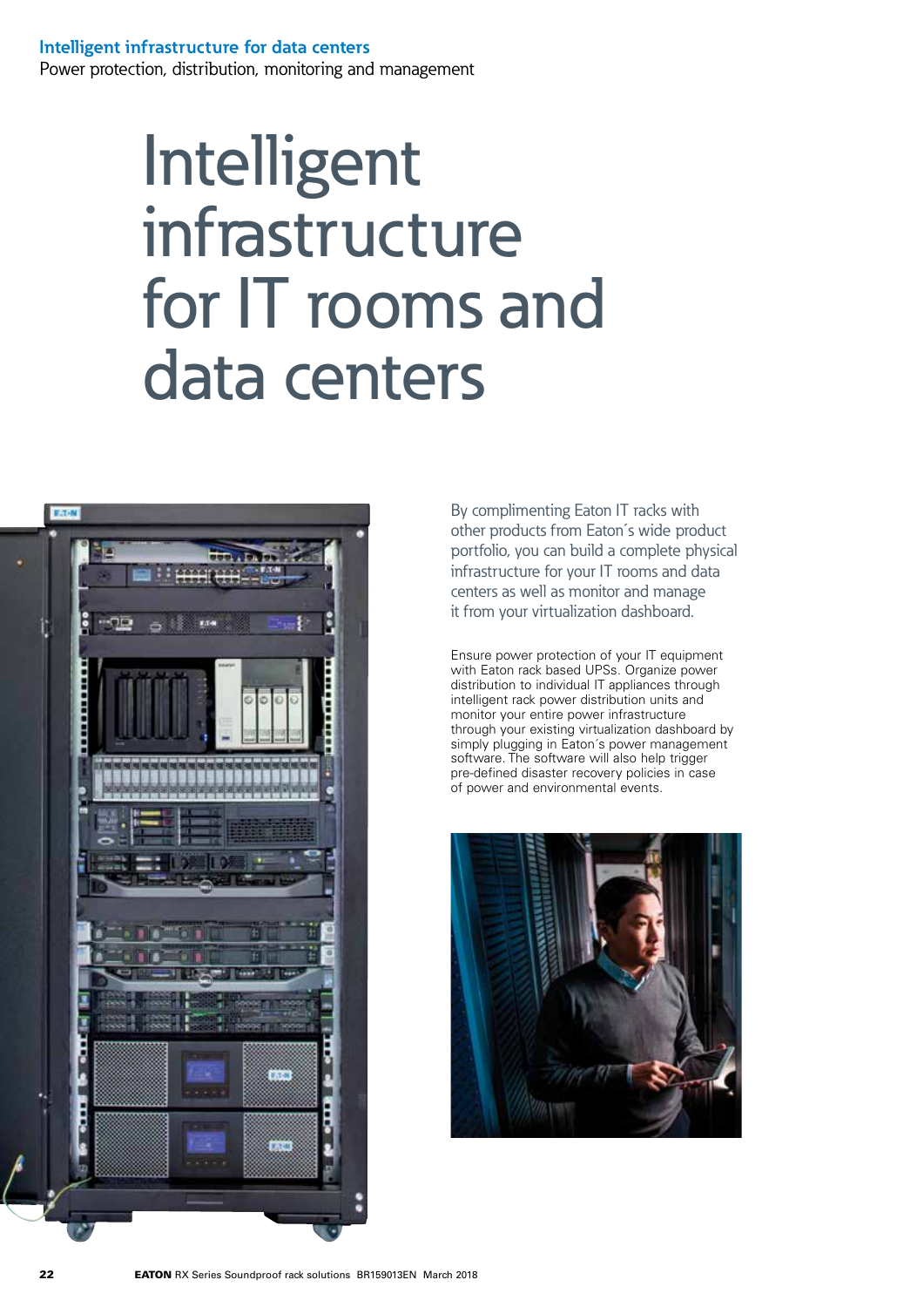# Intelligent infrastructure for IT rooms and data centers

By complimenting Eaton IT racks with other products from Eaton´s wide product portfolio, you can build a complete physical infrastructure for your IT rooms and data centers as well as monitor and manage it from your virtualization dashboard.

Ensure power protection of your IT equipment with Eaton rack based UPSs. Organize power distribution to individual IT appliances through intelligent rack power distribution units and monitor your entire power infrastructure through your existing virtualization dashboard by simply plugging in Eaton´s power management software. The software will also help trigger pre-defined disaster recovery policies in case of power and environmental events.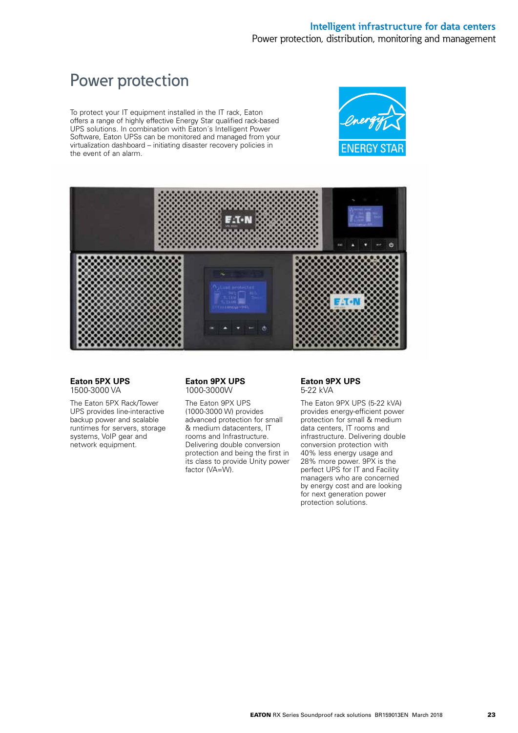# Power protection

To protect your IT equipment installed in the IT rack, Eaton offers a range of highly effective Energy Star qualified rack-based UPS solutions. In combination with Eaton´s Intelligent Power Software, Eaton UPSs can be monitored and managed from your virtualization dashboard – initiating disaster recovery policies in the event of an alarm.

### Eaton 5PX UPS

1500-3000 VA

The Eaton 5PX Rack/Tower UPS provides line-interactive backup power and scalable runtimes for servers, storage systems, VoIP gear and network equipment.

### Eaton 9PX UPS

1000-3000W

The Eaton 9PX UPS (1000-3000 W) provides advanced protection for small & medium datacenters, IT rooms and Infrastructure. Delivering double conversion protection and being the first in its class to provide Unity power factor (VA=W).

### Eaton 9PX UPS

5-22 kVA

The Eaton 9PX UPS (5-22 kVA) provides energy-efficient power protection for small & medium data centers, IT rooms and infrastructure. Delivering double conversion protection with 40% less energy usage and 28% more power. 9PX is the perfect UPS for IT and Facility managers who are concerned by energy cost and are looking for next generation power protection solutions.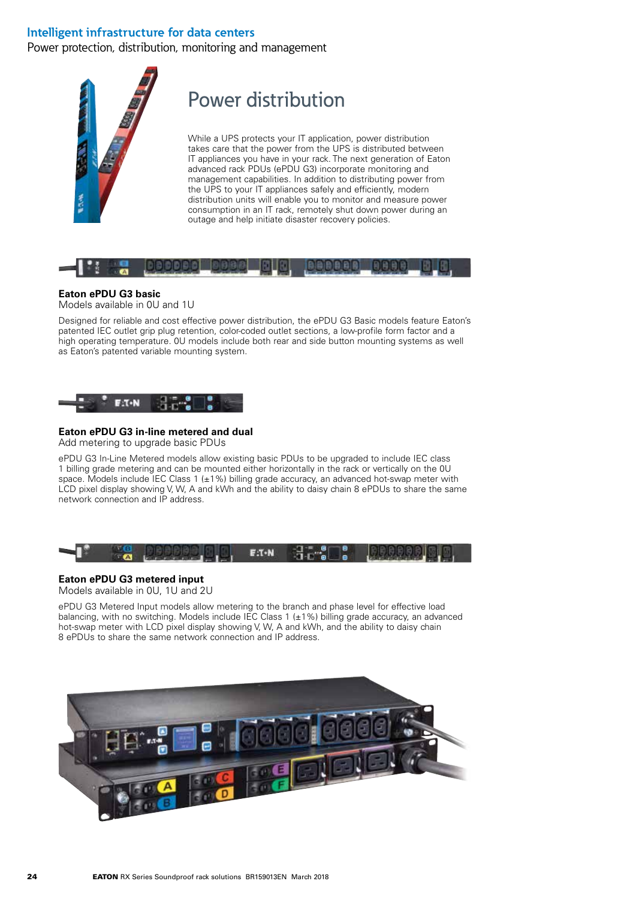## Intelligent infrastructure for data centers

Power protection, distribution, monitoring and management

# Power distribution

While a UPS protects your IT application, power distribution takes care that the power from the UPS is distributed between IT appliances you have in your rack. The next generation of Eaton advanced rack PDUs (ePDU G3) incorporate monitoring and management capabilities. In addition to distributing power from the UPS to your IT appliances safely and efficiently, modern distribution units will enable you to monitor and measure power consumption in an IT rack, remotely shut down power during an outage and help initiate disaster recovery policies.

**Eaton ePDU G3 basic**

Models available in 0U and 1U

Designed for reliable and cost effective power distribution, the ePDU G3 Basic models feature Eaton's patented IEC outlet grip plug retention, color-coded outlet sections, a low-profile form factor and a high operating temperature. 0U models include both rear and side button mounting systems as well as Eaton's patented variable mounting system.

**Eaton ePDU G3 in-line metered and dual**

Add metering to upgrade basic PDUs

ePDU G3 In-Line Metered models allow existing basic PDUs to be upgraded to include IEC class 1 billing grade metering and can be mounted either horizontally in the rack or vertically on the 0U space. Models include IEC Class 1 (±1%) billing grade accuracy, an advanced hot-swap meter with LCD pixel display showing V, W, A and kWh and the ability to daisy chain 8 ePDUs to share the same network connection and IP address.

**Eaton ePDU G3 metered input**

Models available in 0U, 1U and 2U

ePDU G3 Metered Input models allow metering to the branch and phase level for effective load balancing, with no switching. Models include IEC Class 1 (±1%) billing grade accuracy, an advanced hot-swap meter with LCD pixel display showing V, W, A and kWh, and the ability to daisy chain 8 ePDUs to share the same network connection and IP address.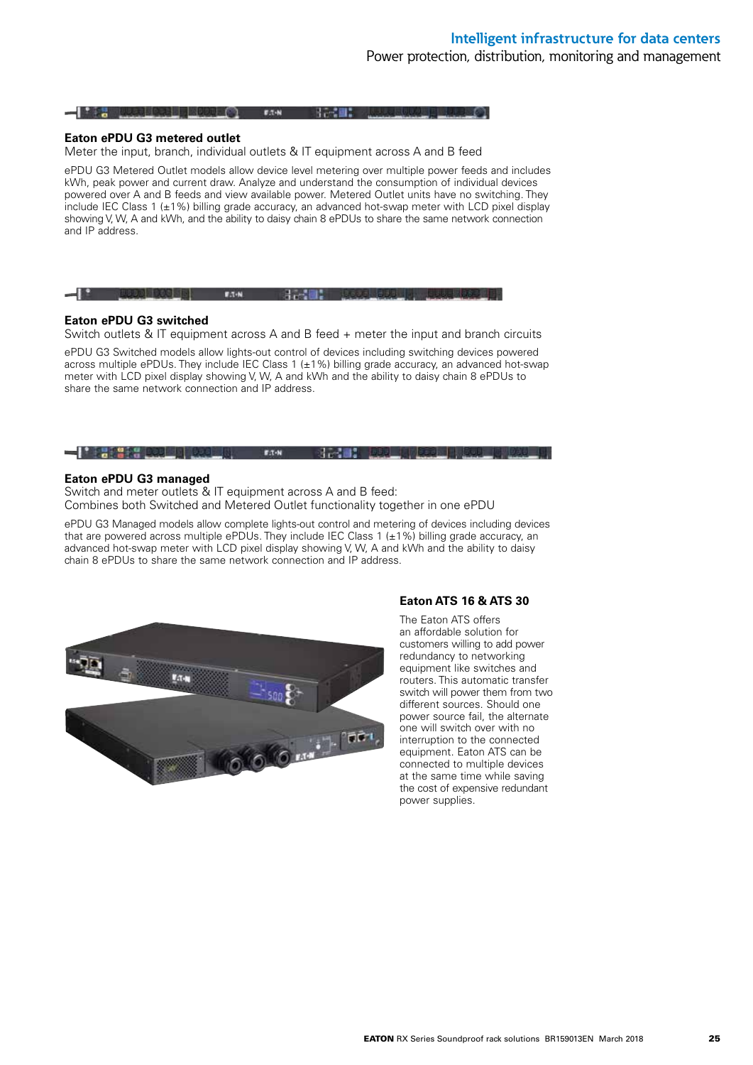### Eaton ePDU G3 metered outlet

Meter the input, branch, individual outlets & IT equipment across A and B feed

ePDU G3 Metered Outlet models allow device level metering over multiple power feeds and includes kWh, peak power and current draw. Analyze and understand the consumption of individual devices powered over A and B feeds and view available power. Metered Outlet units have no switching. They include IEC Class 1 (±1%) billing grade accuracy, an advanced hot-swap meter with LCD pixel display showing V, W, A and kWh, and the ability to daisy chain 8 ePDUs to share the same network connection and IP address.

### Eaton ePDU G3 switched

Switch outlets & IT equipment across A and B feed + meter the input and branch circuits

ePDU G3 Switched models allow lights-out control of devices including switching devices powered across multiple ePDUs. They include IEC Class 1 (±1%) billing grade accuracy, an advanced hot-swap meter with LCD pixel display showing V, W, A and kWh and the ability to daisy chain 8 ePDUs to share the same network connection and IP address.

### Eaton ePDU G3 managed

Switch and meter outlets & IT equipment across A and B feed:
Combines both Switched and Metered Outlet functionality together in one ePDU

ePDU G3 Managed models allow complete lights-out control and metering of devices including devices that are powered across multiple ePDUs. They include IEC Class 1 (±1%) billing grade accuracy, an advanced hot-swap meter with LCD pixel display showing V, W, A and kWh and the ability to daisy chain 8 ePDUs to share the same network connection and IP address.

### Eaton ATS 16 & ATS 30

The Eaton ATS offers an affordable solution for customers willing to add power redundancy to networking equipment like switches and routers. This automatic transfer switch will power them from two different sources. Should one power source fail, the alternate one will switch over with no interruption to the connected equipment. Eaton ATS can be connected to multiple devices at the same time while saving the cost of expensive redundant power supplies.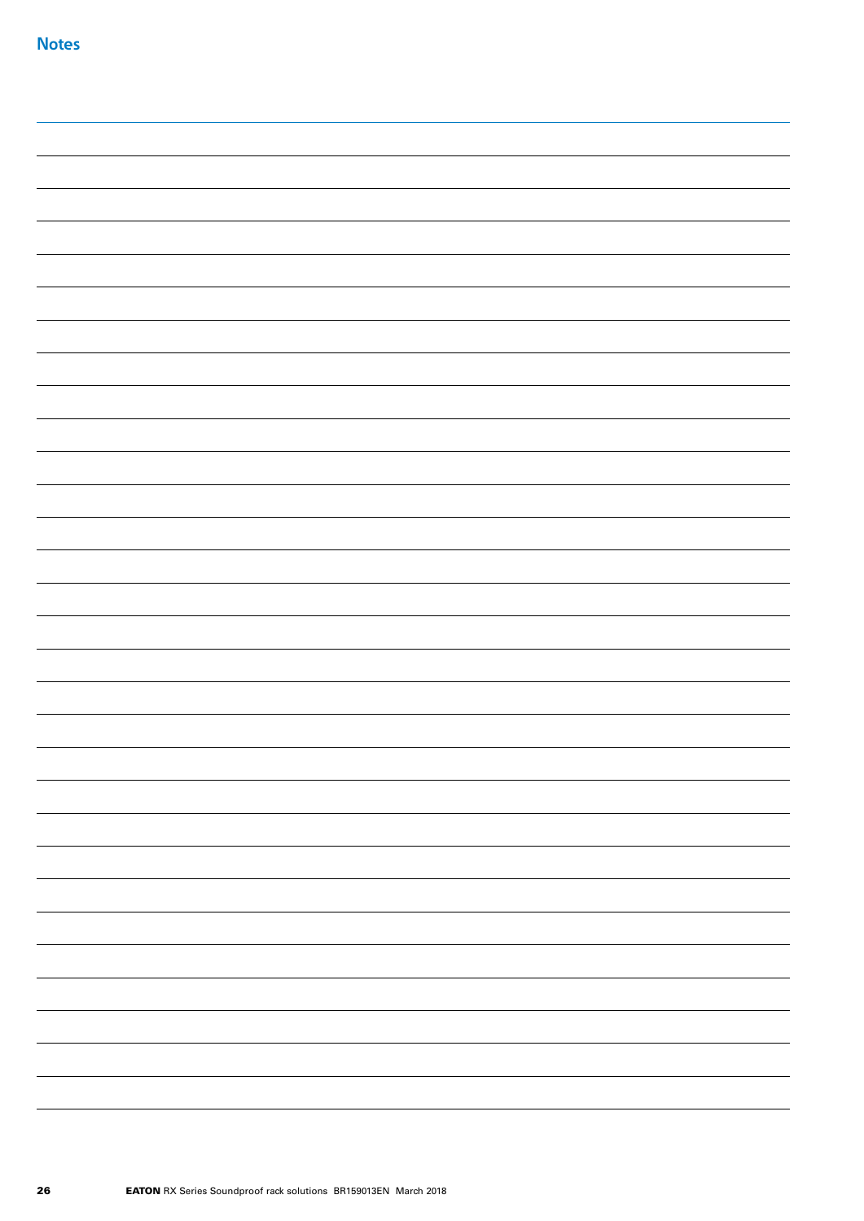## Notes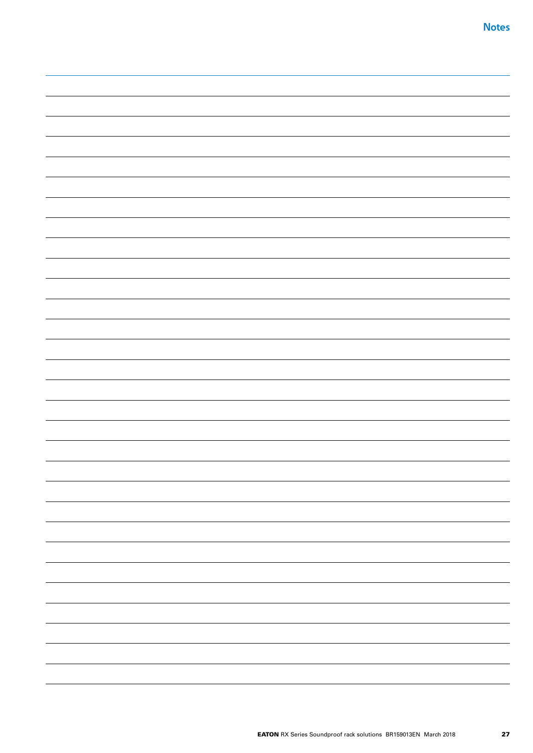## Notes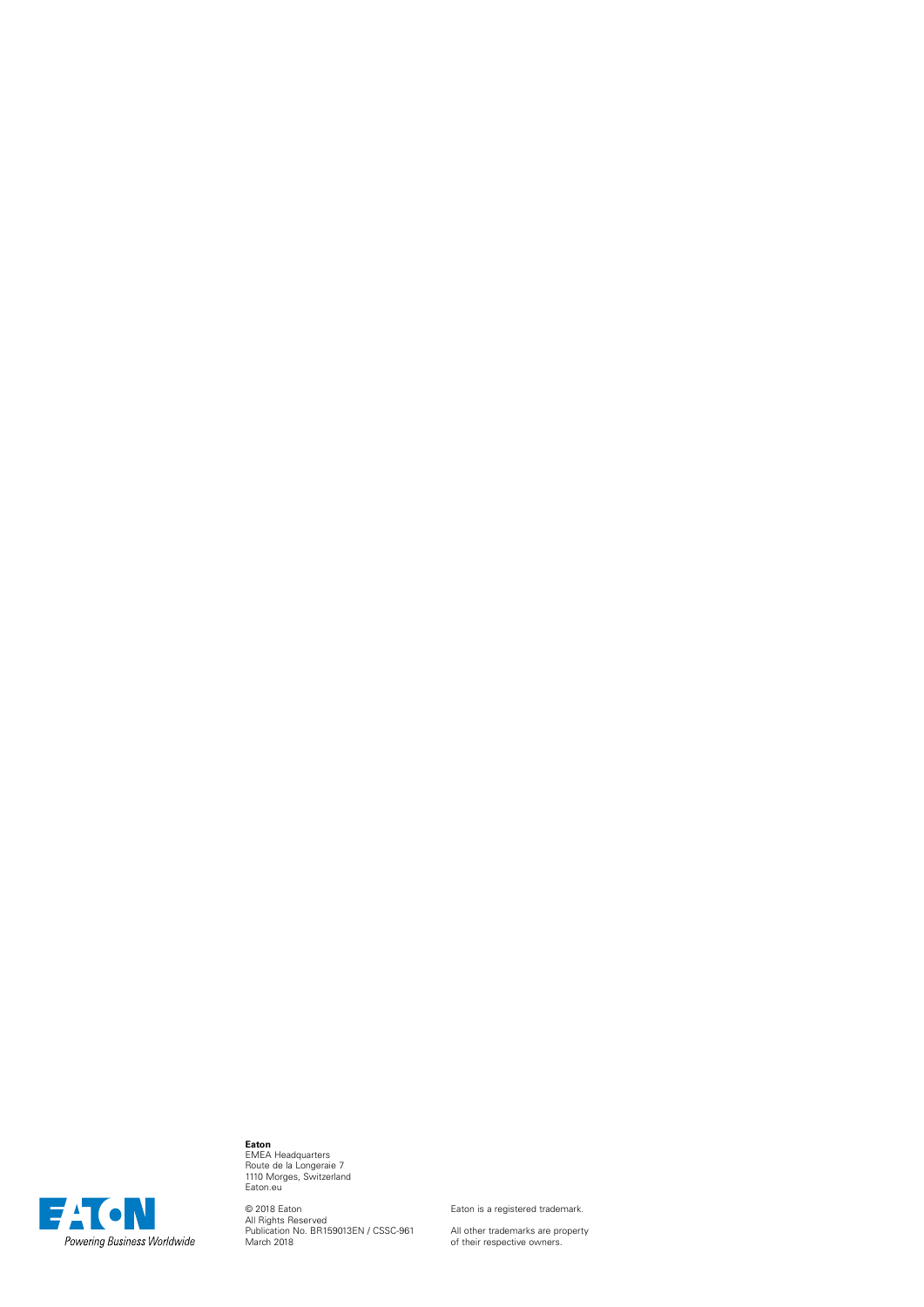**Eaton**
EMEA Headquarters
Route de la Longeraie 7
1110 Morges, Switzerland
Eaton.eu

© 2018 Eaton
All Rights Reserved
Publication No. BR159013EN / CSSC-961
March 2018

Eaton is a registered trademark.

All other trademarks are property of their respective owners.

Powering Business Worldwide